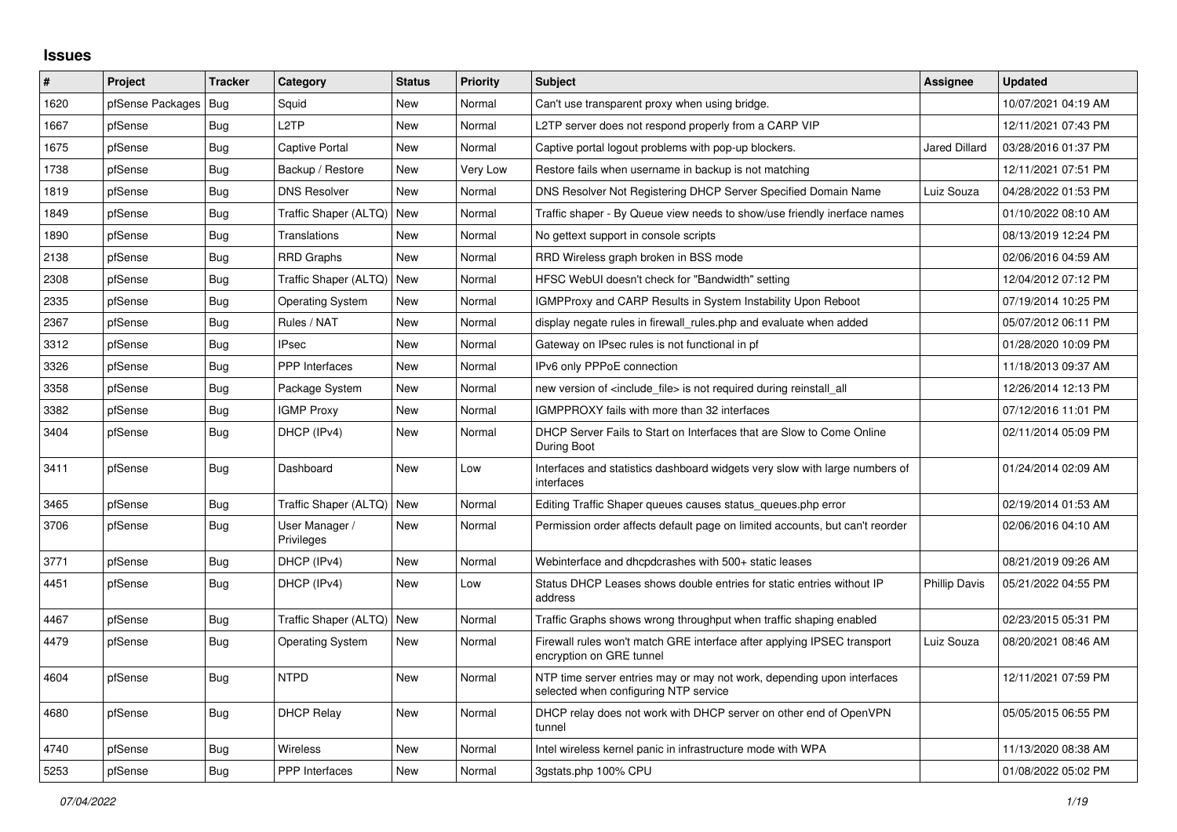# Issues

| # | Project | Tracker | Category | Status | Priority | Subject | Assignee | Updated |
|---|---|---|---|---|---|---|---|---|
| 1620 | pfSense Packages | Bug | Squid | New | Normal | Can't use transparent proxy when using bridge. | | 10/07/2021 04:19 AM |
| 1667 | pfSense | Bug | L2TP | New | Normal | L2TP server does not respond properly from a CARP VIP | | 12/11/2021 07:43 PM |
| 1675 | pfSense | Bug | Captive Portal | New | Normal | Captive portal logout problems with pop-up blockers. | Jared Dillard | 03/28/2016 01:37 PM |
| 1738 | pfSense | Bug | Backup / Restore | New | Very Low | Restore fails when username in backup is not matching | | 12/11/2021 07:51 PM |
| 1819 | pfSense | Bug | DNS Resolver | New | Normal | DNS Resolver Not Registering DHCP Server Specified Domain Name | Luiz Souza | 04/28/2022 01:53 PM |
| 1849 | pfSense | Bug | Traffic Shaper (ALTQ) | New | Normal | Traffic shaper - By Queue view needs to show/use friendly inerface names | | 01/10/2022 08:10 AM |
| 1890 | pfSense | Bug | Translations | New | Normal | No gettext support in console scripts | | 08/13/2019 12:24 PM |
| 2138 | pfSense | Bug | RRD Graphs | New | Normal | RRD Wireless graph broken in BSS mode | | 02/06/2016 04:59 AM |
| 2308 | pfSense | Bug | Traffic Shaper (ALTQ) | New | Normal | HFSC WebUI doesn't check for "Bandwidth" setting | | 12/04/2012 07:12 PM |
| 2335 | pfSense | Bug | Operating System | New | Normal | IGMPProxy and CARP Results in System Instability Upon Reboot | | 07/19/2014 10:25 PM |
| 2367 | pfSense | Bug | Rules / NAT | New | Normal | display negate rules in firewall_rules.php and evaluate when added | | 05/07/2012 06:11 PM |
| 3312 | pfSense | Bug | IPsec | New | Normal | Gateway on IPsec rules is not functional in pf | | 01/28/2020 10:09 PM |
| 3326 | pfSense | Bug | PPP Interfaces | New | Normal | IPv6 only PPPoE connection | | 11/18/2013 09:37 AM |
| 3358 | pfSense | Bug | Package System | New | Normal | new version of <include_file> is not required during reinstall_all | | 12/26/2014 12:13 PM |
| 3382 | pfSense | Bug | IGMP Proxy | New | Normal | IGMPPROXY fails with more than 32 interfaces | | 07/12/2016 11:01 PM |
| 3404 | pfSense | Bug | DHCP (IPv4) | New | Normal | DHCP Server Fails to Start on Interfaces that are Slow to Come Online During Boot | | 02/11/2014 05:09 PM |
| 3411 | pfSense | Bug | Dashboard | New | Low | Interfaces and statistics dashboard widgets very slow with large numbers of interfaces | | 01/24/2014 02:09 AM |
| 3465 | pfSense | Bug | Traffic Shaper (ALTQ) | New | Normal | Editing Traffic Shaper queues causes status_queues.php error | | 02/19/2014 01:53 AM |
| 3706 | pfSense | Bug | User Manager / Privileges | New | Normal | Permission order affects default page on limited accounts, but can't reorder | | 02/06/2016 04:10 AM |
| 3771 | pfSense | Bug | DHCP (IPv4) | New | Normal | Webinterface and dhcpdcrashes with 500+ static leases | | 08/21/2019 09:26 AM |
| 4451 | pfSense | Bug | DHCP (IPv4) | New | Low | Status DHCP Leases shows double entries for static entries without IP address | Phillip Davis | 05/21/2022 04:55 PM |
| 4467 | pfSense | Bug | Traffic Shaper (ALTQ) | New | Normal | Traffic Graphs shows wrong throughput when traffic shaping enabled | | 02/23/2015 05:31 PM |
| 4479 | pfSense | Bug | Operating System | New | Normal | Firewall rules won't match GRE interface after applying IPSEC transport encryption on GRE tunnel | Luiz Souza | 08/20/2021 08:46 AM |
| 4604 | pfSense | Bug | NTPD | New | Normal | NTP time server entries may or may not work, depending upon interfaces selected when configuring NTP service | | 12/11/2021 07:59 PM |
| 4680 | pfSense | Bug | DHCP Relay | New | Normal | DHCP relay does not work with DHCP server on other end of OpenVPN tunnel | | 05/05/2015 06:55 PM |
| 4740 | pfSense | Bug | Wireless | New | Normal | Intel wireless kernel panic in infrastructure mode with WPA | | 11/13/2020 08:38 AM |
| 5253 | pfSense | Bug | PPP Interfaces | New | Normal | 3gstats.php 100% CPU | | 01/08/2022 05:02 PM |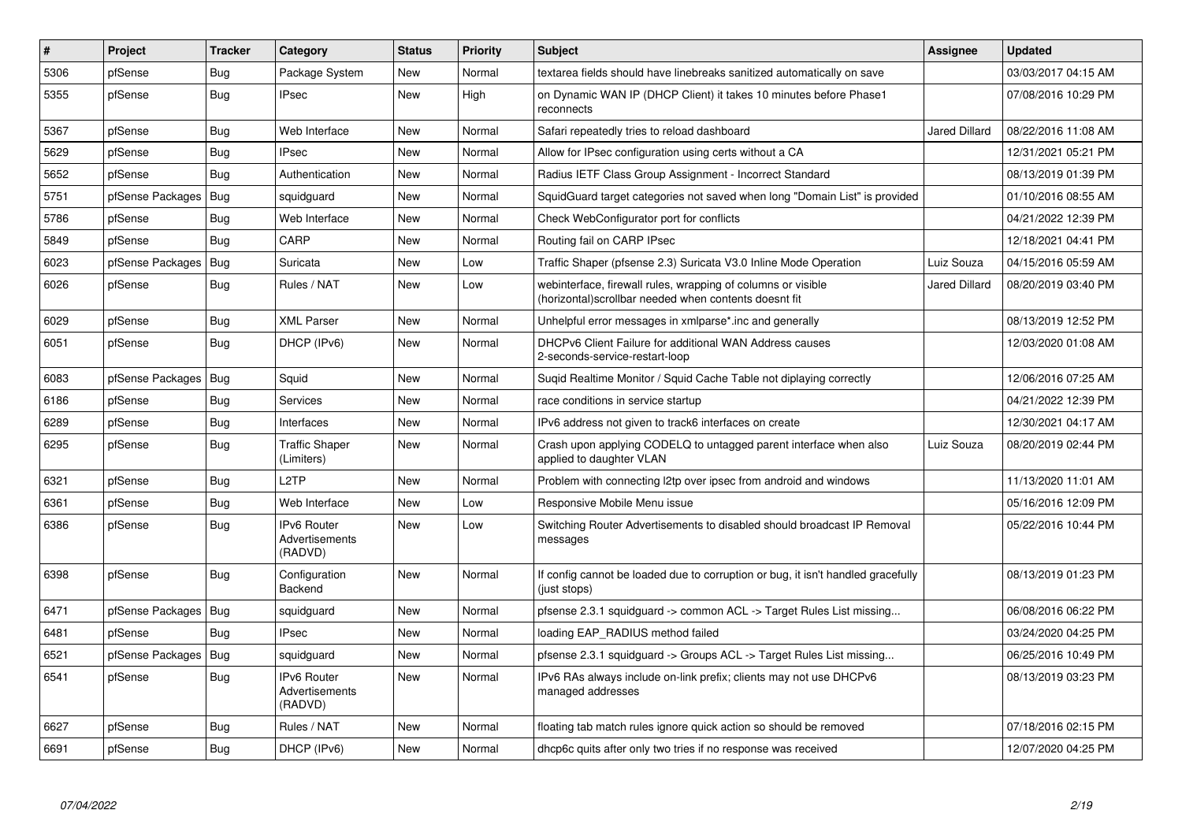| # | Project | Tracker | Category | Status | Priority | Subject | Assignee | Updated |
|---|---|---|---|---|---|---|---|---|
| 5306 | pfSense | Bug | Package System | New | Normal | textarea fields should have linebreaks sanitized automatically on save | | 03/03/2017 04:15 AM |
| 5355 | pfSense | Bug | IPsec | New | High | on Dynamic WAN IP (DHCP Client) it takes 10 minutes before Phase1 reconnects | | 07/08/2016 10:29 PM |
| 5367 | pfSense | Bug | Web Interface | New | Normal | Safari repeatedly tries to reload dashboard | Jared Dillard | 08/22/2016 11:08 AM |
| 5629 | pfSense | Bug | IPsec | New | Normal | Allow for IPsec configuration using certs without a CA | | 12/31/2021 05:21 PM |
| 5652 | pfSense | Bug | Authentication | New | Normal | Radius IETF Class Group Assignment - Incorrect Standard | | 08/13/2019 01:39 PM |
| 5751 | pfSense Packages | Bug | squidguard | New | Normal | SquidGuard target categories not saved when long "Domain List" is provided | | 01/10/2016 08:55 AM |
| 5786 | pfSense | Bug | Web Interface | New | Normal | Check WebConfigurator port for conflicts | | 04/21/2022 12:39 PM |
| 5849 | pfSense | Bug | CARP | New | Normal | Routing fail on CARP IPsec | | 12/18/2021 04:41 PM |
| 6023 | pfSense Packages | Bug | Suricata | New | Low | Traffic Shaper (pfsense 2.3) Suricata V3.0 Inline Mode Operation | Luiz Souza | 04/15/2016 05:59 AM |
| 6026 | pfSense | Bug | Rules / NAT | New | Low | webinterface, firewall rules, wrapping of columns or visible (horizontal)scrollbar needed when contents doesnt fit | Jared Dillard | 08/20/2019 03:40 PM |
| 6029 | pfSense | Bug | XML Parser | New | Normal | Unhelpful error messages in xmlparse*.inc and generally | | 08/13/2019 12:52 PM |
| 6051 | pfSense | Bug | DHCP (IPv6) | New | Normal | DHCPv6 Client Failure for additional WAN Address causes 2-seconds-service-restart-loop | | 12/03/2020 01:08 AM |
| 6083 | pfSense Packages | Bug | Squid | New | Normal | Suqid Realtime Monitor / Squid Cache Table not diplaying correctly | | 12/06/2016 07:25 AM |
| 6186 | pfSense | Bug | Services | New | Normal | race conditions in service startup | | 04/21/2022 12:39 PM |
| 6289 | pfSense | Bug | Interfaces | New | Normal | IPv6 address not given to track6 interfaces on create | | 12/30/2021 04:17 AM |
| 6295 | pfSense | Bug | Traffic Shaper (Limiters) | New | Normal | Crash upon applying CODELQ to untagged parent interface when also applied to daughter VLAN | Luiz Souza | 08/20/2019 02:44 PM |
| 6321 | pfSense | Bug | L2TP | New | Normal | Problem with connecting l2tp over ipsec from android and windows | | 11/13/2020 11:01 AM |
| 6361 | pfSense | Bug | Web Interface | New | Low | Responsive Mobile Menu issue | | 05/16/2016 12:09 PM |
| 6386 | pfSense | Bug | IPv6 Router Advertisements (RADVD) | New | Low | Switching Router Advertisements to disabled should broadcast IP Removal messages | | 05/22/2016 10:44 PM |
| 6398 | pfSense | Bug | Configuration Backend | New | Normal | If config cannot be loaded due to corruption or bug, it isn't handled gracefully (just stops) | | 08/13/2019 01:23 PM |
| 6471 | pfSense Packages | Bug | squidguard | New | Normal | pfsense 2.3.1 squidguard -> common ACL -> Target Rules List missing... | | 06/08/2016 06:22 PM |
| 6481 | pfSense | Bug | IPsec | New | Normal | loading EAP_RADIUS method failed | | 03/24/2020 04:25 PM |
| 6521 | pfSense Packages | Bug | squidguard | New | Normal | pfsense 2.3.1 squidguard -> Groups ACL -> Target Rules List missing... | | 06/25/2016 10:49 PM |
| 6541 | pfSense | Bug | IPv6 Router Advertisements (RADVD) | New | Normal | IPv6 RAs always include on-link prefix; clients may not use DHCPv6 managed addresses | | 08/13/2019 03:23 PM |
| 6627 | pfSense | Bug | Rules / NAT | New | Normal | floating tab match rules ignore quick action so should be removed | | 07/18/2016 02:15 PM |
| 6691 | pfSense | Bug | DHCP (IPv6) | New | Normal | dhcp6c quits after only two tries if no response was received | | 12/07/2020 04:25 PM |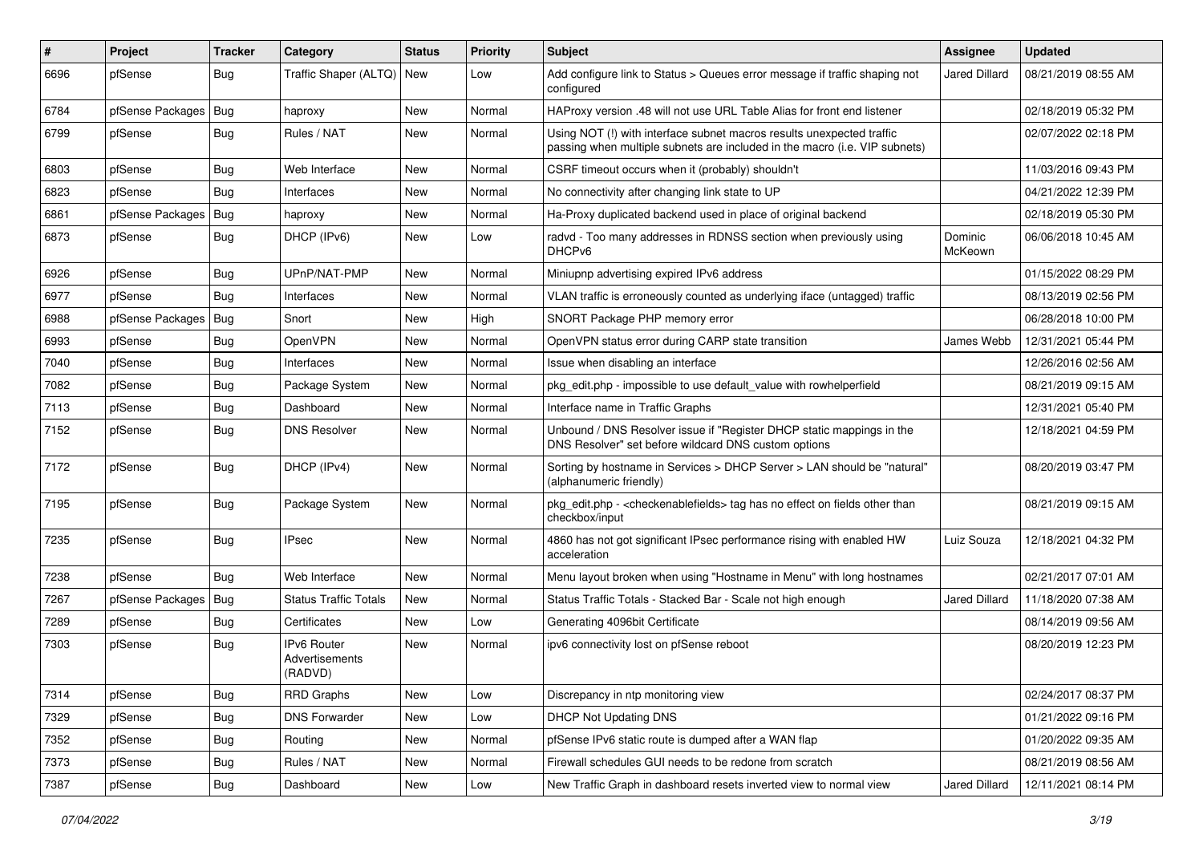| # | Project | Tracker | Category | Status | Priority | Subject | Assignee | Updated |
|---|---|---|---|---|---|---|---|---|
| 6696 | pfSense | Bug | Traffic Shaper (ALTQ) | New | Low | Add configure link to Status > Queues error message if traffic shaping not configured | Jared Dillard | 08/21/2019 08:55 AM |
| 6784 | pfSense Packages | Bug | haproxy | New | Normal | HAProxy version .48 will not use URL Table Alias for front end listener | | 02/18/2019 05:32 PM |
| 6799 | pfSense | Bug | Rules / NAT | New | Normal | Using NOT (!) with interface subnet macros results unexpected traffic passing when multiple subnets are included in the macro (i.e. VIP subnets) | | 02/07/2022 02:18 PM |
| 6803 | pfSense | Bug | Web Interface | New | Normal | CSRF timeout occurs when it (probably) shouldn't | | 11/03/2016 09:43 PM |
| 6823 | pfSense | Bug | Interfaces | New | Normal | No connectivity after changing link state to UP | | 04/21/2022 12:39 PM |
| 6861 | pfSense Packages | Bug | haproxy | New | Normal | Ha-Proxy duplicated backend used in place of original backend | | 02/18/2019 05:30 PM |
| 6873 | pfSense | Bug | DHCP (IPv6) | New | Low | radvd - Too many addresses in RDNSS section when previously using DHCPv6 | Dominic McKeown | 06/06/2018 10:45 AM |
| 6926 | pfSense | Bug | UPnP/NAT-PMP | New | Normal | Miniupnp advertising expired IPv6 address | | 01/15/2022 08:29 PM |
| 6977 | pfSense | Bug | Interfaces | New | Normal | VLAN traffic is erroneously counted as underlying iface (untagged) traffic | | 08/13/2019 02:56 PM |
| 6988 | pfSense Packages | Bug | Snort | New | High | SNORT Package PHP memory error | | 06/28/2018 10:00 PM |
| 6993 | pfSense | Bug | OpenVPN | New | Normal | OpenVPN status error during CARP state transition | James Webb | 12/31/2021 05:44 PM |
| 7040 | pfSense | Bug | Interfaces | New | Normal | Issue when disabling an interface | | 12/26/2016 02:56 AM |
| 7082 | pfSense | Bug | Package System | New | Normal | pkg_edit.php - impossible to use default_value with rowhelperfield | | 08/21/2019 09:15 AM |
| 7113 | pfSense | Bug | Dashboard | New | Normal | Interface name in Traffic Graphs | | 12/31/2021 05:40 PM |
| 7152 | pfSense | Bug | DNS Resolver | New | Normal | Unbound / DNS Resolver issue if "Register DHCP static mappings in the DNS Resolver" set before wildcard DNS custom options | | 12/18/2021 04:59 PM |
| 7172 | pfSense | Bug | DHCP (IPv4) | New | Normal | Sorting by hostname in Services > DHCP Server > LAN should be "natural" (alphanumeric friendly) | | 08/20/2019 03:47 PM |
| 7195 | pfSense | Bug | Package System | New | Normal | pkg_edit.php - <checkenablefields> tag has no effect on fields other than checkbox/input | | 08/21/2019 09:15 AM |
| 7235 | pfSense | Bug | IPsec | New | Normal | 4860 has not got significant IPsec performance rising with enabled HW acceleration | Luiz Souza | 12/18/2021 04:32 PM |
| 7238 | pfSense | Bug | Web Interface | New | Normal | Menu layout broken when using "Hostname in Menu" with long hostnames | | 02/21/2017 07:01 AM |
| 7267 | pfSense Packages | Bug | Status Traffic Totals | New | Normal | Status Traffic Totals - Stacked Bar - Scale not high enough | Jared Dillard | 11/18/2020 07:38 AM |
| 7289 | pfSense | Bug | Certificates | New | Low | Generating 4096bit Certificate | | 08/14/2019 09:56 AM |
| 7303 | pfSense | Bug | IPv6 Router Advertisements (RADVD) | New | Normal | ipv6 connectivity lost on pfSense reboot | | 08/20/2019 12:23 PM |
| 7314 | pfSense | Bug | RRD Graphs | New | Low | Discrepancy in ntp monitoring view | | 02/24/2017 08:37 PM |
| 7329 | pfSense | Bug | DNS Forwarder | New | Low | DHCP Not Updating DNS | | 01/21/2022 09:16 PM |
| 7352 | pfSense | Bug | Routing | New | Normal | pfSense IPv6 static route is dumped after a WAN flap | | 01/20/2022 09:35 AM |
| 7373 | pfSense | Bug | Rules / NAT | New | Normal | Firewall schedules GUI needs to be redone from scratch | | 08/21/2019 08:56 AM |
| 7387 | pfSense | Bug | Dashboard | New | Low | New Traffic Graph in dashboard resets inverted view to normal view | Jared Dillard | 12/11/2021 08:14 PM |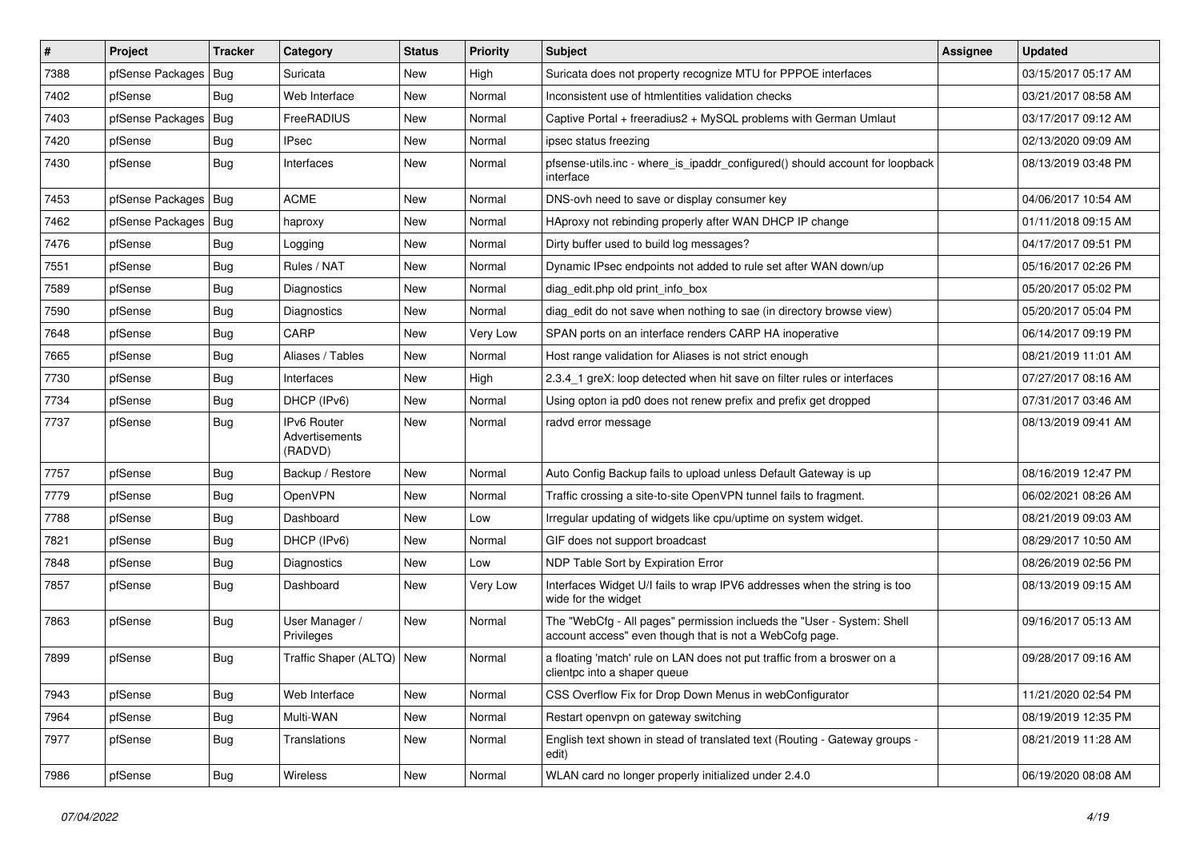| # | Project | Tracker | Category | Status | Priority | Subject | Assignee | Updated |
|---|---|---|---|---|---|---|---|---|
| 7388 | pfSense Packages | Bug | Suricata | New | High | Suricata does not property recognize MTU for PPPOE interfaces | | 03/15/2017 05:17 AM |
| 7402 | pfSense | Bug | Web Interface | New | Normal | Inconsistent use of htmlentities validation checks | | 03/21/2017 08:58 AM |
| 7403 | pfSense Packages | Bug | FreeRADIUS | New | Normal | Captive Portal + freeradius2 + MySQL problems with German Umlaut | | 03/17/2017 09:12 AM |
| 7420 | pfSense | Bug | IPsec | New | Normal | ipsec status freezing | | 02/13/2020 09:09 AM |
| 7430 | pfSense | Bug | Interfaces | New | Normal | pfsense-utils.inc - where_is_ipaddr_configured() should account for loopback interface | | 08/13/2019 03:48 PM |
| 7453 | pfSense Packages | Bug | ACME | New | Normal | DNS-ovh need to save or display consumer key | | 04/06/2017 10:54 AM |
| 7462 | pfSense Packages | Bug | haproxy | New | Normal | HAproxy not rebinding properly after WAN DHCP IP change | | 01/11/2018 09:15 AM |
| 7476 | pfSense | Bug | Logging | New | Normal | Dirty buffer used to build log messages? | | 04/17/2017 09:51 PM |
| 7551 | pfSense | Bug | Rules / NAT | New | Normal | Dynamic IPsec endpoints not added to rule set after WAN down/up | | 05/16/2017 02:26 PM |
| 7589 | pfSense | Bug | Diagnostics | New | Normal | diag_edit.php old print_info_box | | 05/20/2017 05:02 PM |
| 7590 | pfSense | Bug | Diagnostics | New | Normal | diag_edit do not save when nothing to sae (in directory browse view) | | 05/20/2017 05:04 PM |
| 7648 | pfSense | Bug | CARP | New | Very Low | SPAN ports on an interface renders CARP HA inoperative | | 06/14/2017 09:19 PM |
| 7665 | pfSense | Bug | Aliases / Tables | New | Normal | Host range validation for Aliases is not strict enough | | 08/21/2019 11:01 AM |
| 7730 | pfSense | Bug | Interfaces | New | High | 2.3.4_1 greX: loop detected when hit save on filter rules or interfaces | | 07/27/2017 08:16 AM |
| 7734 | pfSense | Bug | DHCP (IPv6) | New | Normal | Using opton ia pd0 does not renew prefix and prefix get dropped | | 07/31/2017 03:46 AM |
| 7737 | pfSense | Bug | IPv6 Router Advertisements (RADVD) | New | Normal | radvd error message | | 08/13/2019 09:41 AM |
| 7757 | pfSense | Bug | Backup / Restore | New | Normal | Auto Config Backup fails to upload unless Default Gateway is up | | 08/16/2019 12:47 PM |
| 7779 | pfSense | Bug | OpenVPN | New | Normal | Traffic crossing a site-to-site OpenVPN tunnel fails to fragment. | | 06/02/2021 08:26 AM |
| 7788 | pfSense | Bug | Dashboard | New | Low | Irregular updating of widgets like cpu/uptime on system widget. | | 08/21/2019 09:03 AM |
| 7821 | pfSense | Bug | DHCP (IPv6) | New | Normal | GIF does not support broadcast | | 08/29/2017 10:50 AM |
| 7848 | pfSense | Bug | Diagnostics | New | Low | NDP Table Sort by Expiration Error | | 08/26/2019 02:56 PM |
| 7857 | pfSense | Bug | Dashboard | New | Very Low | Interfaces Widget U/I fails to wrap IPV6 addresses when the string is too wide for the widget | | 08/13/2019 09:15 AM |
| 7863 | pfSense | Bug | User Manager / Privileges | New | Normal | The "WebCfg - All pages" permission inclueds the "User - System: Shell account access" even though that is not a WebCofg page. | | 09/16/2017 05:13 AM |
| 7899 | pfSense | Bug | Traffic Shaper (ALTQ) | New | Normal | a floating 'match' rule on LAN does not put traffic from a broswer on a clientpc into a shaper queue | | 09/28/2017 09:16 AM |
| 7943 | pfSense | Bug | Web Interface | New | Normal | CSS Overflow Fix for Drop Down Menus in webConfigurator | | 11/21/2020 02:54 PM |
| 7964 | pfSense | Bug | Multi-WAN | New | Normal | Restart openvpn on gateway switching | | 08/19/2019 12:35 PM |
| 7977 | pfSense | Bug | Translations | New | Normal | English text shown in stead of translated text (Routing - Gateway groups - edit) | | 08/21/2019 11:28 AM |
| 7986 | pfSense | Bug | Wireless | New | Normal | WLAN card no longer properly initialized under 2.4.0 | | 06/19/2020 08:08 AM |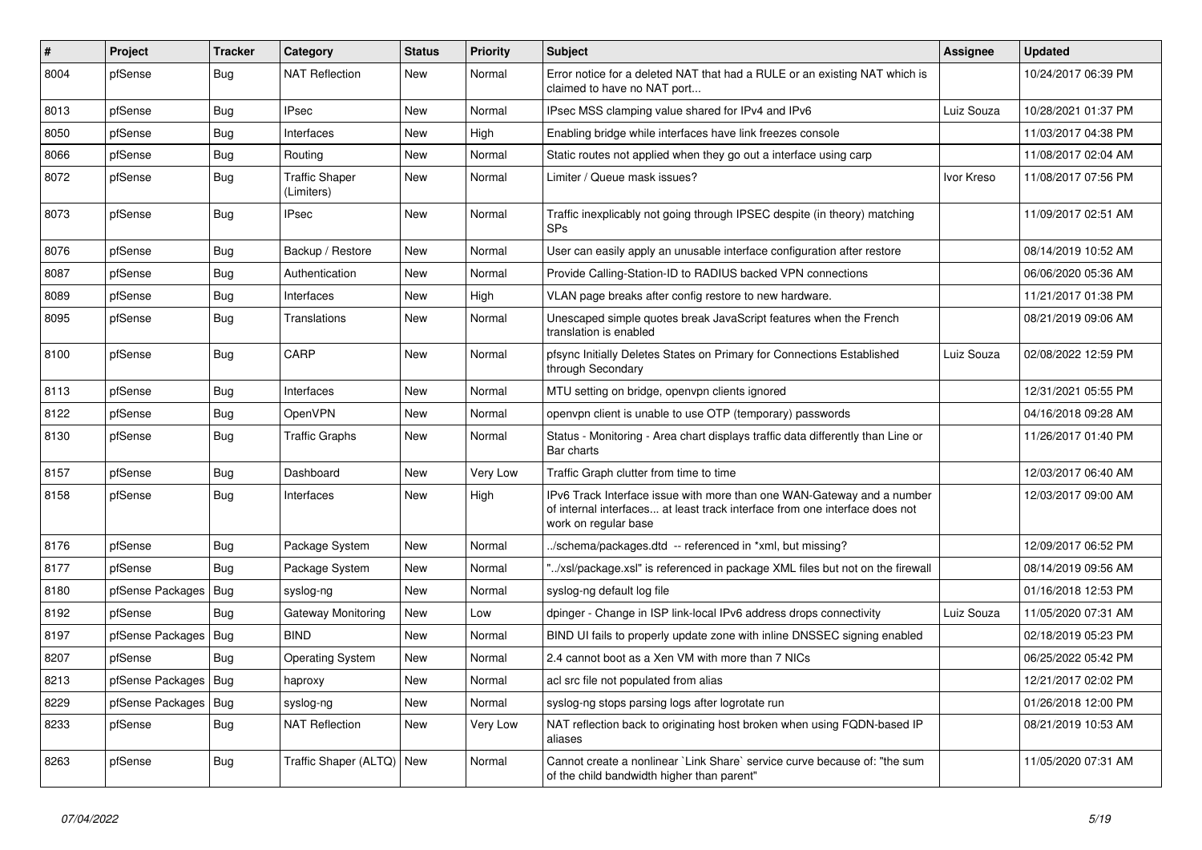| # | Project | Tracker | Category | Status | Priority | Subject | Assignee | Updated |
|---|---|---|---|---|---|---|---|---|
| 8004 | pfSense | Bug | NAT Reflection | New | Normal | Error notice for a deleted NAT that had a RULE or an existing NAT which is claimed to have no NAT port... | | 10/24/2017 06:39 PM |
| 8013 | pfSense | Bug | IPsec | New | Normal | IPsec MSS clamping value shared for IPv4 and IPv6 | Luiz Souza | 10/28/2021 01:37 PM |
| 8050 | pfSense | Bug | Interfaces | New | High | Enabling bridge while interfaces have link freezes console | | 11/03/2017 04:38 PM |
| 8066 | pfSense | Bug | Routing | New | Normal | Static routes not applied when they go out a interface using carp | | 11/08/2017 02:04 AM |
| 8072 | pfSense | Bug | Traffic Shaper (Limiters) | New | Normal | Limiter / Queue mask issues? | Ivor Kreso | 11/08/2017 07:56 PM |
| 8073 | pfSense | Bug | IPsec | New | Normal | Traffic inexplicably not going through IPSEC despite (in theory) matching SPs | | 11/09/2017 02:51 AM |
| 8076 | pfSense | Bug | Backup / Restore | New | Normal | User can easily apply an unusable interface configuration after restore | | 08/14/2019 10:52 AM |
| 8087 | pfSense | Bug | Authentication | New | Normal | Provide Calling-Station-ID to RADIUS backed VPN connections | | 06/06/2020 05:36 AM |
| 8089 | pfSense | Bug | Interfaces | New | High | VLAN page breaks after config restore to new hardware. | | 11/21/2017 01:38 PM |
| 8095 | pfSense | Bug | Translations | New | Normal | Unescaped simple quotes break JavaScript features when the French translation is enabled | | 08/21/2019 09:06 AM |
| 8100 | pfSense | Bug | CARP | New | Normal | pfsync Initially Deletes States on Primary for Connections Established through Secondary | Luiz Souza | 02/08/2022 12:59 PM |
| 8113 | pfSense | Bug | Interfaces | New | Normal | MTU setting on bridge, openvpn clients ignored | | 12/31/2021 05:55 PM |
| 8122 | pfSense | Bug | OpenVPN | New | Normal | openvpn client is unable to use OTP (temporary) passwords | | 04/16/2018 09:28 AM |
| 8130 | pfSense | Bug | Traffic Graphs | New | Normal | Status - Monitoring - Area chart displays traffic data differently than Line or Bar charts | | 11/26/2017 01:40 PM |
| 8157 | pfSense | Bug | Dashboard | New | Very Low | Traffic Graph clutter from time to time | | 12/03/2017 06:40 AM |
| 8158 | pfSense | Bug | Interfaces | New | High | IPv6 Track Interface issue with more than one WAN-Gateway and a number of internal interfaces... at least track interface from one interface does not work on regular base | | 12/03/2017 09:00 AM |
| 8176 | pfSense | Bug | Package System | New | Normal | ../schema/packages.dtd -- referenced in *xml, but missing? | | 12/09/2017 06:52 PM |
| 8177 | pfSense | Bug | Package System | New | Normal | "../xsl/package.xsl" is referenced in package XML files but not on the firewall | | 08/14/2019 09:56 AM |
| 8180 | pfSense Packages | Bug | syslog-ng | New | Normal | syslog-ng default log file | | 01/16/2018 12:53 PM |
| 8192 | pfSense | Bug | Gateway Monitoring | New | Low | dpinger - Change in ISP link-local IPv6 address drops connectivity | Luiz Souza | 11/05/2020 07:31 AM |
| 8197 | pfSense Packages | Bug | BIND | New | Normal | BIND UI fails to properly update zone with inline DNSSEC signing enabled | | 02/18/2019 05:23 PM |
| 8207 | pfSense | Bug | Operating System | New | Normal | 2.4 cannot boot as a Xen VM with more than 7 NICs | | 06/25/2022 05:42 PM |
| 8213 | pfSense Packages | Bug | haproxy | New | Normal | acl src file not populated from alias | | 12/21/2017 02:02 PM |
| 8229 | pfSense Packages | Bug | syslog-ng | New | Normal | syslog-ng stops parsing logs after logrotate run | | 01/26/2018 12:00 PM |
| 8233 | pfSense | Bug | NAT Reflection | New | Very Low | NAT reflection back to originating host broken when using FQDN-based IP aliases | | 08/21/2019 10:53 AM |
| 8263 | pfSense | Bug | Traffic Shaper (ALTQ) | New | Normal | Cannot create a nonlinear `Link Share` service curve because of: "the sum of the child bandwidth higher than parent" | | 11/05/2020 07:31 AM |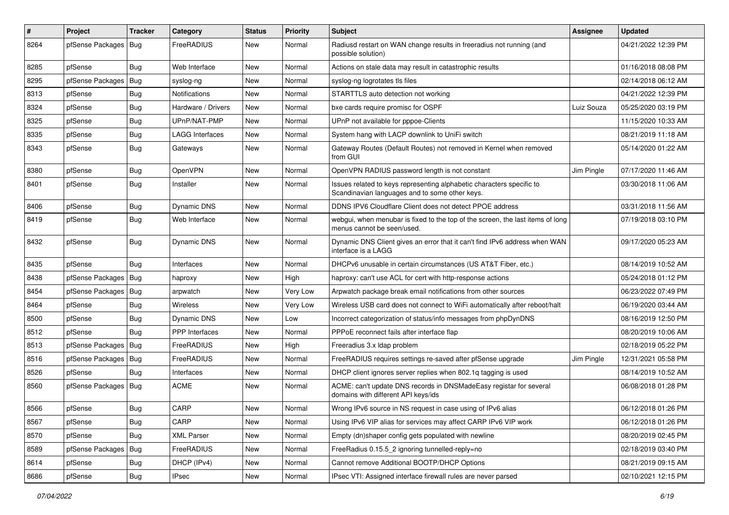| # | Project | Tracker | Category | Status | Priority | Subject | Assignee | Updated |
|---|---|---|---|---|---|---|---|---|
| 8264 | pfSense Packages | Bug | FreeRADIUS | New | Normal | Radiusd restart on WAN change results in freeradius not running (and possible solution) | | 04/21/2022 12:39 PM |
| 8285 | pfSense | Bug | Web Interface | New | Normal | Actions on stale data may result in catastrophic results | | 01/16/2018 08:08 PM |
| 8295 | pfSense Packages | Bug | syslog-ng | New | Normal | syslog-ng logrotates tls files | | 02/14/2018 06:12 AM |
| 8313 | pfSense | Bug | Notifications | New | Normal | STARTTLS auto detection not working | | 04/21/2022 12:39 PM |
| 8324 | pfSense | Bug | Hardware / Drivers | New | Normal | bxe cards require promisc for OSPF | Luiz Souza | 05/25/2020 03:19 PM |
| 8325 | pfSense | Bug | UPnP/NAT-PMP | New | Normal | UPnP not available for pppoe-Clients | | 11/15/2020 10:33 AM |
| 8335 | pfSense | Bug | LAGG Interfaces | New | Normal | System hang with LACP downlink to UniFi switch | | 08/21/2019 11:18 AM |
| 8343 | pfSense | Bug | Gateways | New | Normal | Gateway Routes (Default Routes) not removed in Kernel when removed from GUI | | 05/14/2020 01:22 AM |
| 8380 | pfSense | Bug | OpenVPN | New | Normal | OpenVPN RADIUS password length is not constant | Jim Pingle | 07/17/2020 11:46 AM |
| 8401 | pfSense | Bug | Installer | New | Normal | Issues related to keys representing alphabetic characters specific to Scandinavian languages and to some other keys. | | 03/30/2018 11:06 AM |
| 8406 | pfSense | Bug | Dynamic DNS | New | Normal | DDNS IPV6 Cloudflare Client does not detect PPOE address | | 03/31/2018 11:56 AM |
| 8419 | pfSense | Bug | Web Interface | New | Normal | webgui, when menubar is fixed to the top of the screen, the last items of long menus cannot be seen/used. | | 07/19/2018 03:10 PM |
| 8432 | pfSense | Bug | Dynamic DNS | New | Normal | Dynamic DNS Client gives an error that it can't find IPv6 address when WAN interface is a LAGG | | 09/17/2020 05:23 AM |
| 8435 | pfSense | Bug | Interfaces | New | Normal | DHCPv6 unusable in certain circumstances (US AT&T Fiber, etc.) | | 08/14/2019 10:52 AM |
| 8438 | pfSense Packages | Bug | haproxy | New | High | haproxy: can't use ACL for cert with http-response actions | | 05/24/2018 01:12 PM |
| 8454 | pfSense Packages | Bug | arpwatch | New | Very Low | Arpwatch package break email notifications from other sources | | 06/23/2022 07:49 PM |
| 8464 | pfSense | Bug | Wireless | New | Very Low | Wireless USB card does not connect to WiFi automatically after reboot/halt | | 06/19/2020 03:44 AM |
| 8500 | pfSense | Bug | Dynamic DNS | New | Low | Incorrect categorization of status/info messages from phpDynDNS | | 08/16/2019 12:50 PM |
| 8512 | pfSense | Bug | PPP Interfaces | New | Normal | PPPoE reconnect fails after interface flap | | 08/20/2019 10:06 AM |
| 8513 | pfSense Packages | Bug | FreeRADIUS | New | High | Freeradius 3.x ldap problem | | 02/18/2019 05:22 PM |
| 8516 | pfSense Packages | Bug | FreeRADIUS | New | Normal | FreeRADIUS requires settings re-saved after pfSense upgrade | Jim Pingle | 12/31/2021 05:58 PM |
| 8526 | pfSense | Bug | Interfaces | New | Normal | DHCP client ignores server replies when 802.1q tagging is used | | 08/14/2019 10:52 AM |
| 8560 | pfSense Packages | Bug | ACME | New | Normal | ACME: can't update DNS records in DNSMadeEasy registar for several domains with different API keys/ids | | 06/08/2018 01:28 PM |
| 8566 | pfSense | Bug | CARP | New | Normal | Wrong IPv6 source in NS request in case using of IPv6 alias | | 06/12/2018 01:26 PM |
| 8567 | pfSense | Bug | CARP | New | Normal | Using IPv6 VIP alias for services may affect CARP IPv6 VIP work | | 06/12/2018 01:26 PM |
| 8570 | pfSense | Bug | XML Parser | New | Normal | Empty (dn)shaper config gets populated with newline | | 08/20/2019 02:45 PM |
| 8589 | pfSense Packages | Bug | FreeRADIUS | New | Normal | FreeRadius 0.15.5_2 ignoring tunnelled-reply=no | | 02/18/2019 03:40 PM |
| 8614 | pfSense | Bug | DHCP (IPv4) | New | Normal | Cannot remove Additional BOOTP/DHCP Options | | 08/21/2019 09:15 AM |
| 8686 | pfSense | Bug | IPsec | New | Normal | IPsec VTI: Assigned interface firewall rules are never parsed | | 02/10/2021 12:15 PM |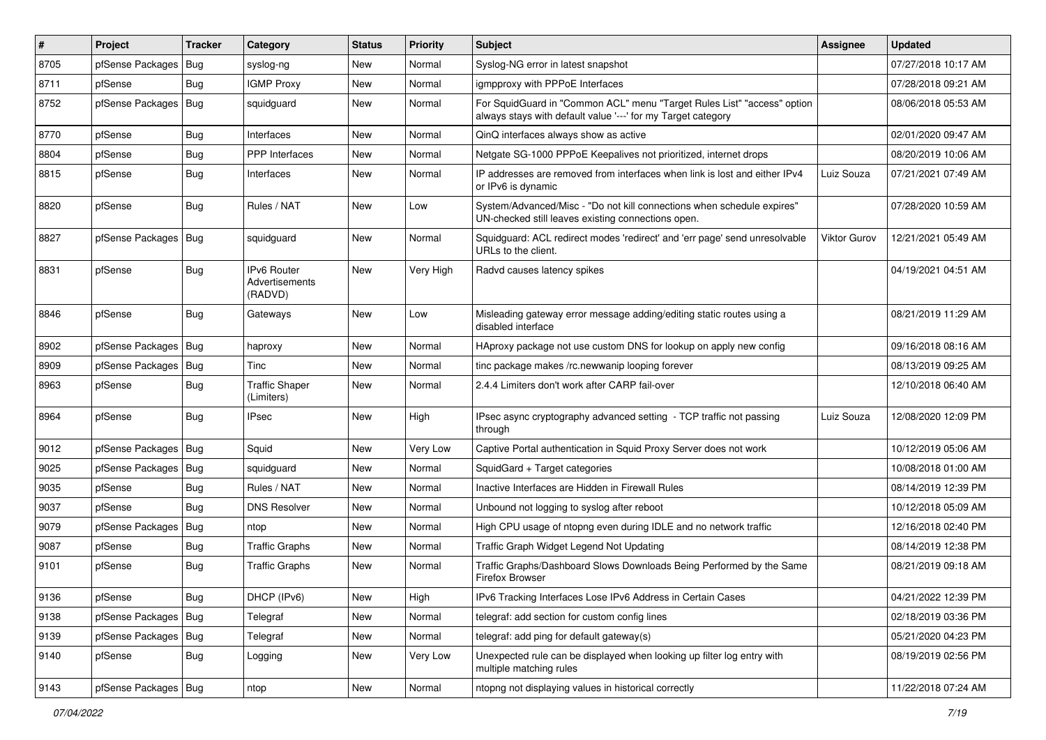| # | Project | Tracker | Category | Status | Priority | Subject | Assignee | Updated |
|---|---|---|---|---|---|---|---|---|
| 8705 | pfSense Packages | Bug | syslog-ng | New | Normal | Syslog-NG error in latest snapshot | | 07/27/2018 10:17 AM |
| 8711 | pfSense | Bug | IGMP Proxy | New | Normal | igmpproxy with PPPoE Interfaces | | 07/28/2018 09:21 AM |
| 8752 | pfSense Packages | Bug | squidguard | New | Normal | For SquidGuard in "Common ACL" menu "Target Rules List" "access" option always stays with default value '---' for my Target category | | 08/06/2018 05:53 AM |
| 8770 | pfSense | Bug | Interfaces | New | Normal | QinQ interfaces always show as active | | 02/01/2020 09:47 AM |
| 8804 | pfSense | Bug | PPP Interfaces | New | Normal | Netgate SG-1000 PPPoE Keepalives not prioritized, internet drops | | 08/20/2019 10:06 AM |
| 8815 | pfSense | Bug | Interfaces | New | Normal | IP addresses are removed from interfaces when link is lost and either IPv4 or IPv6 is dynamic | Luiz Souza | 07/21/2021 07:49 AM |
| 8820 | pfSense | Bug | Rules / NAT | New | Low | System/Advanced/Misc - "Do not kill connections when schedule expires" UN-checked still leaves existing connections open. | | 07/28/2020 10:59 AM |
| 8827 | pfSense Packages | Bug | squidguard | New | Normal | Squidguard: ACL redirect modes 'redirect' and 'err page' send unresolvable URLs to the client. | Viktor Gurov | 12/21/2021 05:49 AM |
| 8831 | pfSense | Bug | IPv6 Router Advertisements (RADVD) | New | Very High | Radvd causes latency spikes | | 04/19/2021 04:51 AM |
| 8846 | pfSense | Bug | Gateways | New | Low | Misleading gateway error message adding/editing static routes using a disabled interface | | 08/21/2019 11:29 AM |
| 8902 | pfSense Packages | Bug | haproxy | New | Normal | HAproxy package not use custom DNS for lookup on apply new config | | 09/16/2018 08:16 AM |
| 8909 | pfSense Packages | Bug | Tinc | New | Normal | tinc package makes /rc.newwanip looping forever | | 08/13/2019 09:25 AM |
| 8963 | pfSense | Bug | Traffic Shaper (Limiters) | New | Normal | 2.4.4 Limiters don't work after CARP fail-over | | 12/10/2018 06:40 AM |
| 8964 | pfSense | Bug | IPsec | New | High | IPsec async cryptography advanced setting - TCP traffic not passing through | Luiz Souza | 12/08/2020 12:09 PM |
| 9012 | pfSense Packages | Bug | Squid | New | Very Low | Captive Portal authentication in Squid Proxy Server does not work | | 10/12/2019 05:06 AM |
| 9025 | pfSense Packages | Bug | squidguard | New | Normal | SquidGard + Target categories | | 10/08/2018 01:00 AM |
| 9035 | pfSense | Bug | Rules / NAT | New | Normal | Inactive Interfaces are Hidden in Firewall Rules | | 08/14/2019 12:39 PM |
| 9037 | pfSense | Bug | DNS Resolver | New | Normal | Unbound not logging to syslog after reboot | | 10/12/2018 05:09 AM |
| 9079 | pfSense Packages | Bug | ntop | New | Normal | High CPU usage of ntopng even during IDLE and no network traffic | | 12/16/2018 02:40 PM |
| 9087 | pfSense | Bug | Traffic Graphs | New | Normal | Traffic Graph Widget Legend Not Updating | | 08/14/2019 12:38 PM |
| 9101 | pfSense | Bug | Traffic Graphs | New | Normal | Traffic Graphs/Dashboard Slows Downloads Being Performed by the Same Firefox Browser | | 08/21/2019 09:18 AM |
| 9136 | pfSense | Bug | DHCP (IPv6) | New | High | IPv6 Tracking Interfaces Lose IPv6 Address in Certain Cases | | 04/21/2022 12:39 PM |
| 9138 | pfSense Packages | Bug | Telegraf | New | Normal | telegraf: add section for custom config lines | | 02/18/2019 03:36 PM |
| 9139 | pfSense Packages | Bug | Telegraf | New | Normal | telegraf: add ping for default gateway(s) | | 05/21/2020 04:23 PM |
| 9140 | pfSense | Bug | Logging | New | Very Low | Unexpected rule can be displayed when looking up filter log entry with multiple matching rules | | 08/19/2019 02:56 PM |
| 9143 | pfSense Packages | Bug | ntop | New | Normal | ntopng not displaying values in historical correctly | | 11/22/2018 07:24 AM |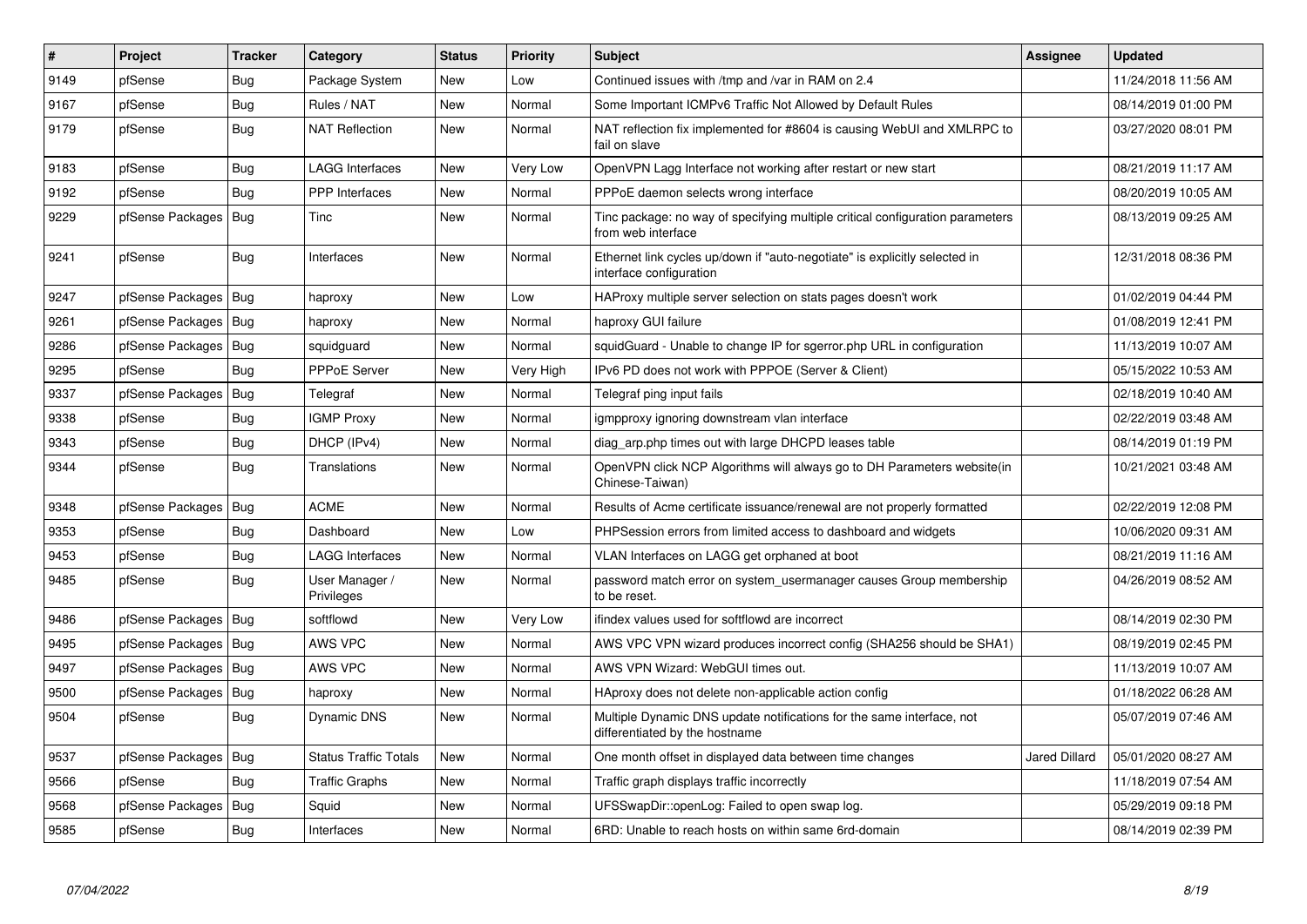| # | Project | Tracker | Category | Status | Priority | Subject | Assignee | Updated |
|---|---|---|---|---|---|---|---|---|
| 9149 | pfSense | Bug | Package System | New | Low | Continued issues with /tmp and /var in RAM on 2.4 | | 11/24/2018 11:56 AM |
| 9167 | pfSense | Bug | Rules / NAT | New | Normal | Some Important ICMPv6 Traffic Not Allowed by Default Rules | | 08/14/2019 01:00 PM |
| 9179 | pfSense | Bug | NAT Reflection | New | Normal | NAT reflection fix implemented for #8604 is causing WebUI and XMLRPC to fail on slave | | 03/27/2020 08:01 PM |
| 9183 | pfSense | Bug | LAGG Interfaces | New | Very Low | OpenVPN Lagg Interface not working after restart or new start | | 08/21/2019 11:17 AM |
| 9192 | pfSense | Bug | PPP Interfaces | New | Normal | PPPoE daemon selects wrong interface | | 08/20/2019 10:05 AM |
| 9229 | pfSense Packages | Bug | Tinc | New | Normal | Tinc package: no way of specifying multiple critical configuration parameters from web interface | | 08/13/2019 09:25 AM |
| 9241 | pfSense | Bug | Interfaces | New | Normal | Ethernet link cycles up/down if "auto-negotiate" is explicitly selected in interface configuration | | 12/31/2018 08:36 PM |
| 9247 | pfSense Packages | Bug | haproxy | New | Low | HAProxy multiple server selection on stats pages doesn't work | | 01/02/2019 04:44 PM |
| 9261 | pfSense Packages | Bug | haproxy | New | Normal | haproxy GUI failure | | 01/08/2019 12:41 PM |
| 9286 | pfSense Packages | Bug | squidguard | New | Normal | squidGuard - Unable to change IP for sgerror.php URL in configuration | | 11/13/2019 10:07 AM |
| 9295 | pfSense | Bug | PPPoE Server | New | Very High | IPv6 PD does not work with PPPOE (Server & Client) | | 05/15/2022 10:53 AM |
| 9337 | pfSense Packages | Bug | Telegraf | New | Normal | Telegraf ping input fails | | 02/18/2019 10:40 AM |
| 9338 | pfSense | Bug | IGMP Proxy | New | Normal | igmpproxy ignoring downstream vlan interface | | 02/22/2019 03:48 AM |
| 9343 | pfSense | Bug | DHCP (IPv4) | New | Normal | diag_arp.php times out with large DHCPD leases table | | 08/14/2019 01:19 PM |
| 9344 | pfSense | Bug | Translations | New | Normal | OpenVPN click NCP Algorithms will always go to DH Parameters website(in Chinese-Taiwan) | | 10/21/2021 03:48 AM |
| 9348 | pfSense Packages | Bug | ACME | New | Normal | Results of Acme certificate issuance/renewal are not properly formatted | | 02/22/2019 12:08 PM |
| 9353 | pfSense | Bug | Dashboard | New | Low | PHPSession errors from limited access to dashboard and widgets | | 10/06/2020 09:31 AM |
| 9453 | pfSense | Bug | LAGG Interfaces | New | Normal | VLAN Interfaces on LAGG get orphaned at boot | | 08/21/2019 11:16 AM |
| 9485 | pfSense | Bug | User Manager / Privileges | New | Normal | password match error on system_usermanager causes Group membership to be reset. | | 04/26/2019 08:52 AM |
| 9486 | pfSense Packages | Bug | softflowd | New | Very Low | ifindex values used for softflowd are incorrect | | 08/14/2019 02:30 PM |
| 9495 | pfSense Packages | Bug | AWS VPC | New | Normal | AWS VPC VPN wizard produces incorrect config (SHA256 should be SHA1) | | 08/19/2019 02:45 PM |
| 9497 | pfSense Packages | Bug | AWS VPC | New | Normal | AWS VPN Wizard: WebGUI times out. | | 11/13/2019 10:07 AM |
| 9500 | pfSense Packages | Bug | haproxy | New | Normal | HAproxy does not delete non-applicable action config | | 01/18/2022 06:28 AM |
| 9504 | pfSense | Bug | Dynamic DNS | New | Normal | Multiple Dynamic DNS update notifications for the same interface, not differentiated by the hostname | | 05/07/2019 07:46 AM |
| 9537 | pfSense Packages | Bug | Status Traffic Totals | New | Normal | One month offset in displayed data between time changes | Jared Dillard | 05/01/2020 08:27 AM |
| 9566 | pfSense | Bug | Traffic Graphs | New | Normal | Traffic graph displays traffic incorrectly | | 11/18/2019 07:54 AM |
| 9568 | pfSense Packages | Bug | Squid | New | Normal | UFSSwapDir::openLog: Failed to open swap log. | | 05/29/2019 09:18 PM |
| 9585 | pfSense | Bug | Interfaces | New | Normal | 6RD: Unable to reach hosts on within same 6rd-domain | | 08/14/2019 02:39 PM |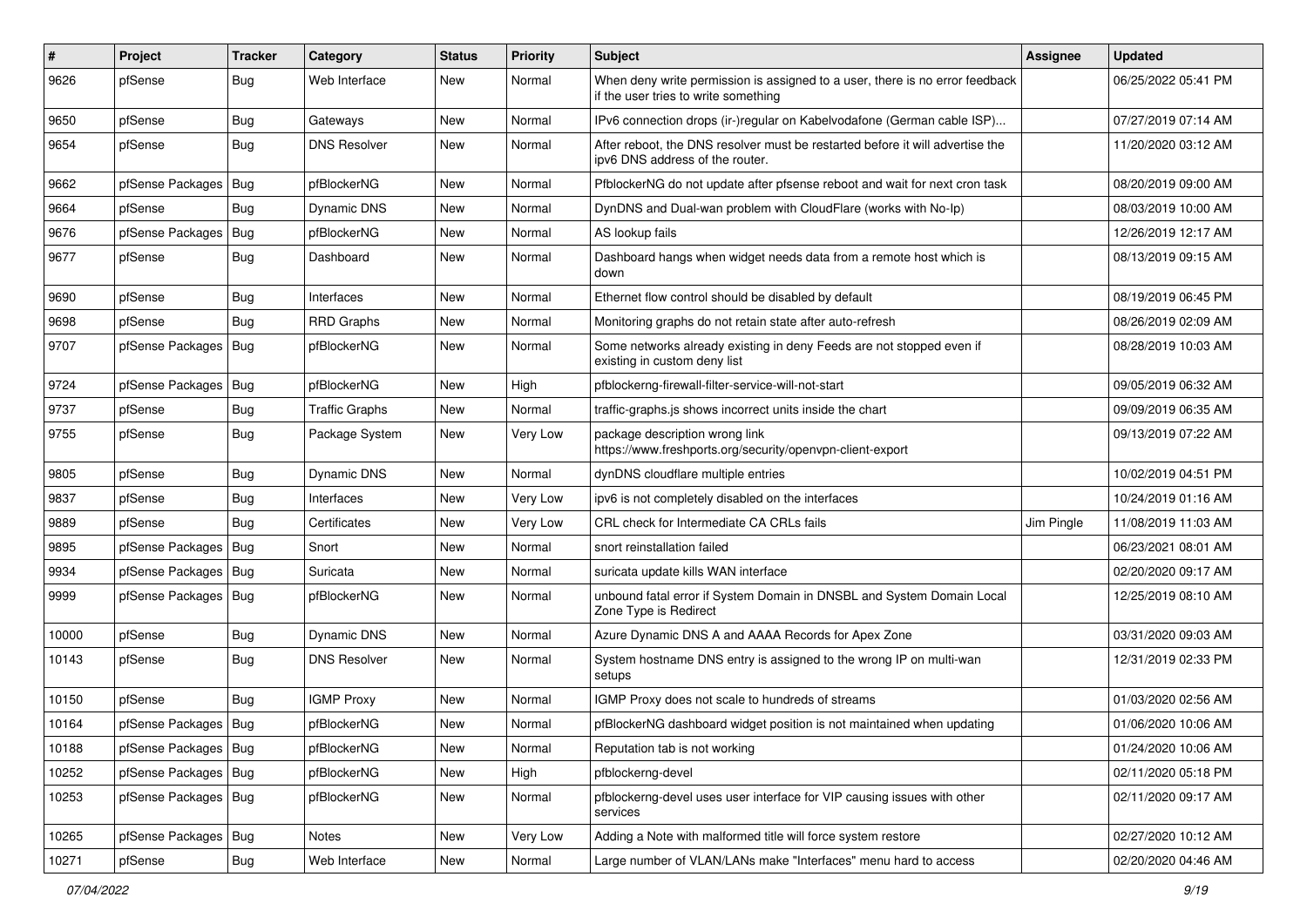| # | Project | Tracker | Category | Status | Priority | Subject | Assignee | Updated |
|---|---|---|---|---|---|---|---|---|
| 9626 | pfSense | Bug | Web Interface | New | Normal | When deny write permission is assigned to a user, there is no error feedback if the user tries to write something | | 06/25/2022 05:41 PM |
| 9650 | pfSense | Bug | Gateways | New | Normal | IPv6 connection drops (ir-)regular on Kabelvodafone (German cable ISP)... | | 07/27/2019 07:14 AM |
| 9654 | pfSense | Bug | DNS Resolver | New | Normal | After reboot, the DNS resolver must be restarted before it will advertise the ipv6 DNS address of the router. | | 11/20/2020 03:12 AM |
| 9662 | pfSense Packages | Bug | pfBlockerNG | New | Normal | PfblockerNG do not update after pfsense reboot and wait for next cron task | | 08/20/2019 09:00 AM |
| 9664 | pfSense | Bug | Dynamic DNS | New | Normal | DynDNS and Dual-wan problem with CloudFlare (works with No-Ip) | | 08/03/2019 10:00 AM |
| 9676 | pfSense Packages | Bug | pfBlockerNG | New | Normal | AS lookup fails | | 12/26/2019 12:17 AM |
| 9677 | pfSense | Bug | Dashboard | New | Normal | Dashboard hangs when widget needs data from a remote host which is down | | 08/13/2019 09:15 AM |
| 9690 | pfSense | Bug | Interfaces | New | Normal | Ethernet flow control should be disabled by default | | 08/19/2019 06:45 PM |
| 9698 | pfSense | Bug | RRD Graphs | New | Normal | Monitoring graphs do not retain state after auto-refresh | | 08/26/2019 02:09 AM |
| 9707 | pfSense Packages | Bug | pfBlockerNG | New | Normal | Some networks already existing in deny Feeds are not stopped even if existing in custom deny list | | 08/28/2019 10:03 AM |
| 9724 | pfSense Packages | Bug | pfBlockerNG | New | High | pfblockerng-firewall-filter-service-will-not-start | | 09/05/2019 06:32 AM |
| 9737 | pfSense | Bug | Traffic Graphs | New | Normal | traffic-graphs.js shows incorrect units inside the chart | | 09/09/2019 06:35 AM |
| 9755 | pfSense | Bug | Package System | New | Very Low | package description wrong link https://www.freshports.org/security/openvpn-client-export | | 09/13/2019 07:22 AM |
| 9805 | pfSense | Bug | Dynamic DNS | New | Normal | dynDNS cloudflare multiple entries | | 10/02/2019 04:51 PM |
| 9837 | pfSense | Bug | Interfaces | New | Very Low | ipv6 is not completely disabled on the interfaces | | 10/24/2019 01:16 AM |
| 9889 | pfSense | Bug | Certificates | New | Very Low | CRL check for Intermediate CA CRLs fails | Jim Pingle | 11/08/2019 11:03 AM |
| 9895 | pfSense Packages | Bug | Snort | New | Normal | snort reinstallation failed | | 06/23/2021 08:01 AM |
| 9934 | pfSense Packages | Bug | Suricata | New | Normal | suricata update kills WAN interface | | 02/20/2020 09:17 AM |
| 9999 | pfSense Packages | Bug | pfBlockerNG | New | Normal | unbound fatal error if System Domain in DNSBL and System Domain Local Zone Type is Redirect | | 12/25/2019 08:10 AM |
| 10000 | pfSense | Bug | Dynamic DNS | New | Normal | Azure Dynamic DNS A and AAAA Records for Apex Zone | | 03/31/2020 09:03 AM |
| 10143 | pfSense | Bug | DNS Resolver | New | Normal | System hostname DNS entry is assigned to the wrong IP on multi-wan setups | | 12/31/2019 02:33 PM |
| 10150 | pfSense | Bug | IGMP Proxy | New | Normal | IGMP Proxy does not scale to hundreds of streams | | 01/03/2020 02:56 AM |
| 10164 | pfSense Packages | Bug | pfBlockerNG | New | Normal | pfBlockerNG dashboard widget position is not maintained when updating | | 01/06/2020 10:06 AM |
| 10188 | pfSense Packages | Bug | pfBlockerNG | New | Normal | Reputation tab is not working | | 01/24/2020 10:06 AM |
| 10252 | pfSense Packages | Bug | pfBlockerNG | New | High | pfblockerng-devel | | 02/11/2020 05:18 PM |
| 10253 | pfSense Packages | Bug | pfBlockerNG | New | Normal | pfblockerng-devel uses user interface for VIP causing issues with other services | | 02/11/2020 09:17 AM |
| 10265 | pfSense Packages | Bug | Notes | New | Very Low | Adding a Note with malformed title will force system restore | | 02/27/2020 10:12 AM |
| 10271 | pfSense | Bug | Web Interface | New | Normal | Large number of VLAN/LANs make "Interfaces" menu hard to access | | 02/20/2020 04:46 AM |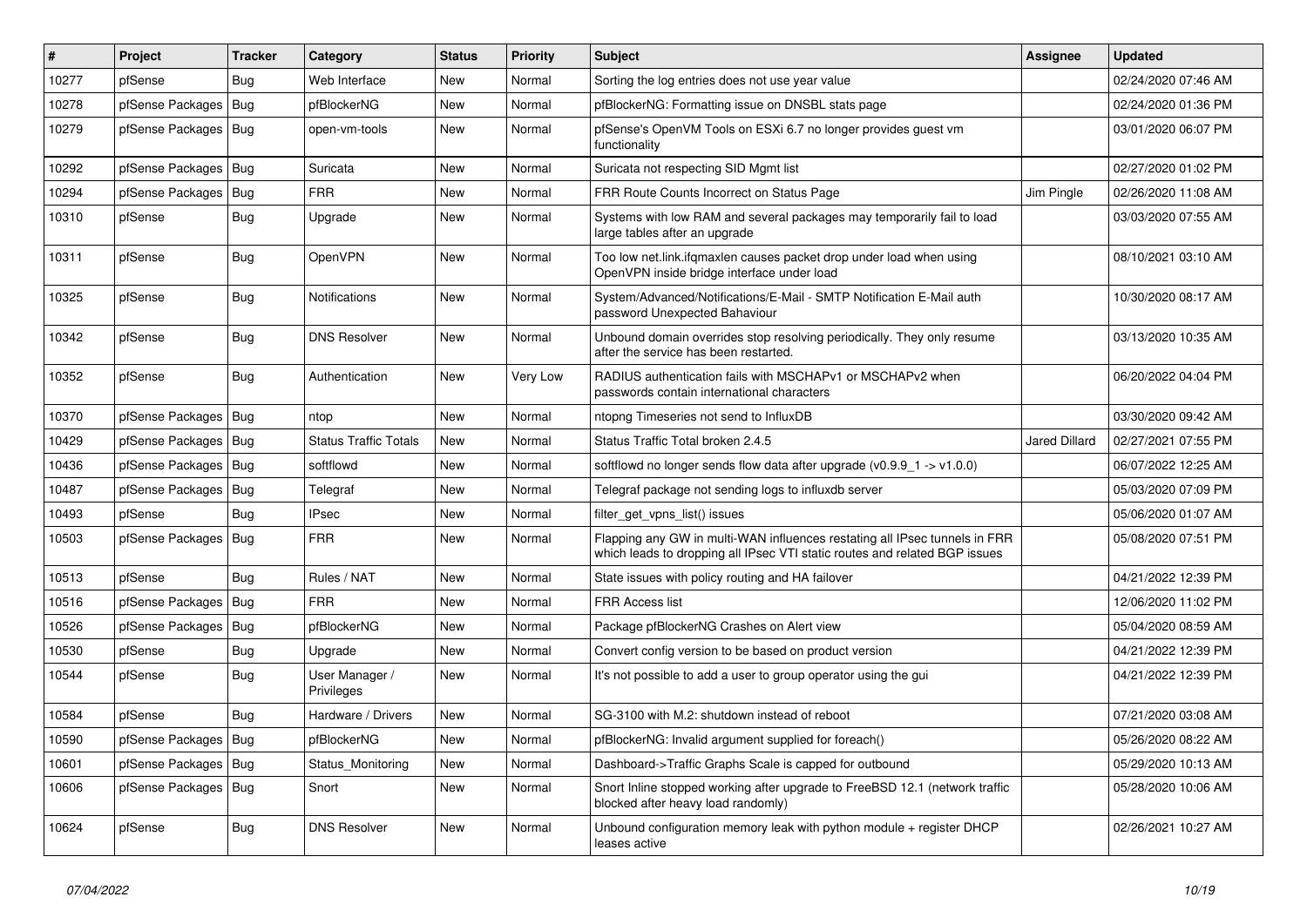| # | Project | Tracker | Category | Status | Priority | Subject | Assignee | Updated |
|---|---|---|---|---|---|---|---|---|
| 10277 | pfSense | Bug | Web Interface | New | Normal | Sorting the log entries does not use year value | | 02/24/2020 07:46 AM |
| 10278 | pfSense Packages | Bug | pfBlockerNG | New | Normal | pfBlockerNG: Formatting issue on DNSBL stats page | | 02/24/2020 01:36 PM |
| 10279 | pfSense Packages | Bug | open-vm-tools | New | Normal | pfSense's OpenVM Tools on ESXi 6.7 no longer provides guest vm functionality | | 03/01/2020 06:07 PM |
| 10292 | pfSense Packages | Bug | Suricata | New | Normal | Suricata not respecting SID Mgmt list | | 02/27/2020 01:02 PM |
| 10294 | pfSense Packages | Bug | FRR | New | Normal | FRR Route Counts Incorrect on Status Page | Jim Pingle | 02/26/2020 11:08 AM |
| 10310 | pfSense | Bug | Upgrade | New | Normal | Systems with low RAM and several packages may temporarily fail to load large tables after an upgrade | | 03/03/2020 07:55 AM |
| 10311 | pfSense | Bug | OpenVPN | New | Normal | Too low net.link.ifqmaxlen causes packet drop under load when using OpenVPN inside bridge interface under load | | 08/10/2021 03:10 AM |
| 10325 | pfSense | Bug | Notifications | New | Normal | System/Advanced/Notifications/E-Mail - SMTP Notification E-Mail auth password Unexpected Bahaviour | | 10/30/2020 08:17 AM |
| 10342 | pfSense | Bug | DNS Resolver | New | Normal | Unbound domain overrides stop resolving periodically. They only resume after the service has been restarted. | | 03/13/2020 10:35 AM |
| 10352 | pfSense | Bug | Authentication | New | Very Low | RADIUS authentication fails with MSCHAPv1 or MSCHAPv2 when passwords contain international characters | | 06/20/2022 04:04 PM |
| 10370 | pfSense Packages | Bug | ntop | New | Normal | ntopng Timeseries not send to InfluxDB | | 03/30/2020 09:42 AM |
| 10429 | pfSense Packages | Bug | Status Traffic Totals | New | Normal | Status Traffic Total broken 2.4.5 | Jared Dillard | 02/27/2021 07:55 PM |
| 10436 | pfSense Packages | Bug | softflowd | New | Normal | softflowd no longer sends flow data after upgrade (v0.9.9_1 -> v1.0.0) | | 06/07/2022 12:25 AM |
| 10487 | pfSense Packages | Bug | Telegraf | New | Normal | Telegraf package not sending logs to influxdb server | | 05/03/2020 07:09 PM |
| 10493 | pfSense | Bug | IPsec | New | Normal | filter_get_vpns_list() issues | | 05/06/2020 01:07 AM |
| 10503 | pfSense Packages | Bug | FRR | New | Normal | Flapping any GW in multi-WAN influences restating all IPsec tunnels in FRR which leads to dropping all IPsec VTI static routes and related BGP issues | | 05/08/2020 07:51 PM |
| 10513 | pfSense | Bug | Rules / NAT | New | Normal | State issues with policy routing and HA failover | | 04/21/2022 12:39 PM |
| 10516 | pfSense Packages | Bug | FRR | New | Normal | FRR Access list | | 12/06/2020 11:02 PM |
| 10526 | pfSense Packages | Bug | pfBlockerNG | New | Normal | Package pfBlockerNG Crashes on Alert view | | 05/04/2020 08:59 AM |
| 10530 | pfSense | Bug | Upgrade | New | Normal | Convert config version to be based on product version | | 04/21/2022 12:39 PM |
| 10544 | pfSense | Bug | User Manager / Privileges | New | Normal | It's not possible to add a user to group operator using the gui | | 04/21/2022 12:39 PM |
| 10584 | pfSense | Bug | Hardware / Drivers | New | Normal | SG-3100 with M.2: shutdown instead of reboot | | 07/21/2020 03:08 AM |
| 10590 | pfSense Packages | Bug | pfBlockerNG | New | Normal | pfBlockerNG: Invalid argument supplied for foreach() | | 05/26/2020 08:22 AM |
| 10601 | pfSense Packages | Bug | Status_Monitoring | New | Normal | Dashboard->Traffic Graphs Scale is capped for outbound | | 05/29/2020 10:13 AM |
| 10606 | pfSense Packages | Bug | Snort | New | Normal | Snort Inline stopped working after upgrade to FreeBSD 12.1 (network traffic blocked after heavy load randomly) | | 05/28/2020 10:06 AM |
| 10624 | pfSense | Bug | DNS Resolver | New | Normal | Unbound configuration memory leak with python module + register DHCP leases active | | 02/26/2021 10:27 AM |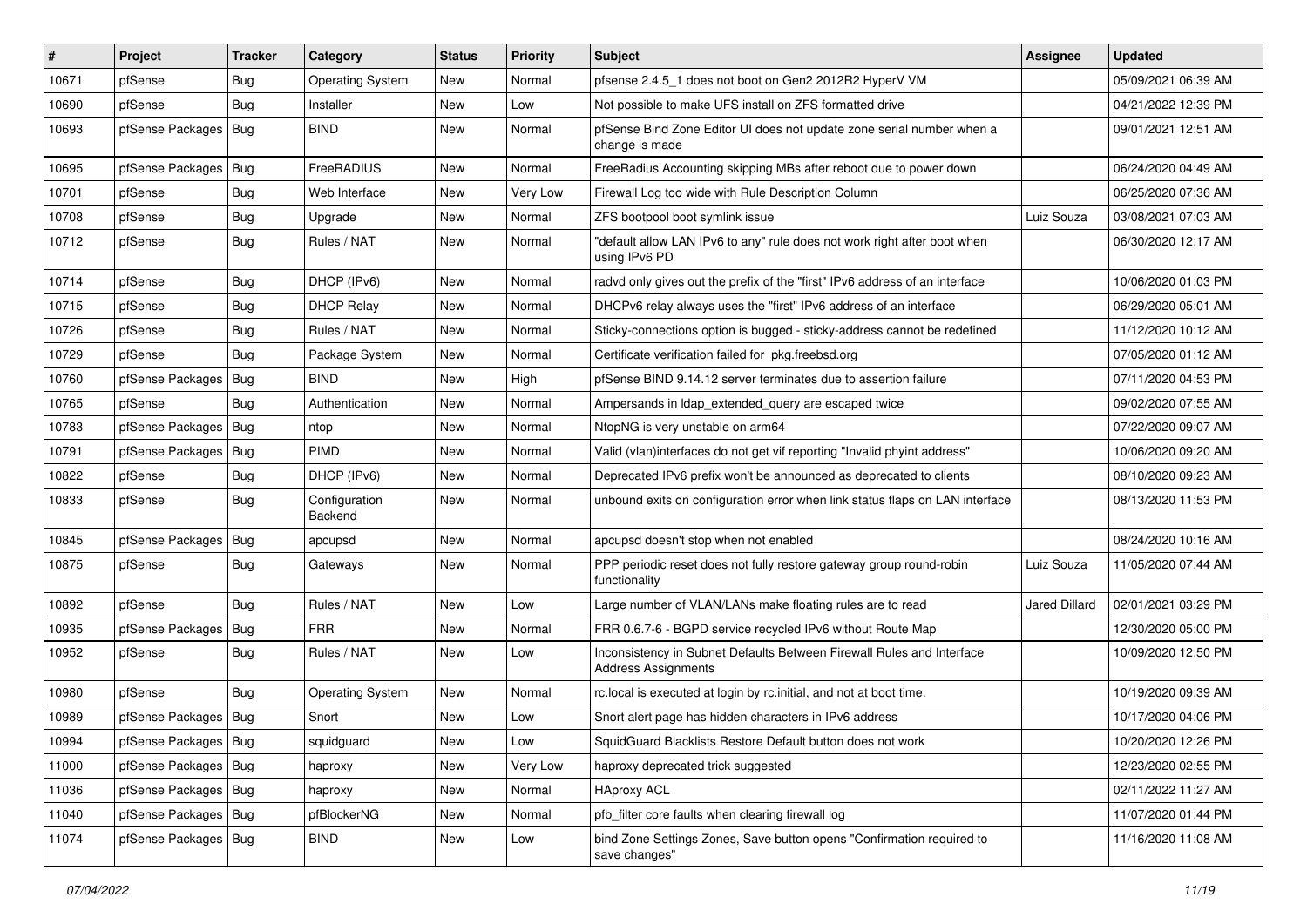| # | Project | Tracker | Category | Status | Priority | Subject | Assignee | Updated |
|---|---|---|---|---|---|---|---|---|
| 10671 | pfSense | Bug | Operating System | New | Normal | pfsense 2.4.5_1 does not boot on Gen2 2012R2 HyperV VM | | 05/09/2021 06:39 AM |
| 10690 | pfSense | Bug | Installer | New | Low | Not possible to make UFS install on ZFS formatted drive | | 04/21/2022 12:39 PM |
| 10693 | pfSense Packages | Bug | BIND | New | Normal | pfSense Bind Zone Editor UI does not update zone serial number when a change is made | | 09/01/2021 12:51 AM |
| 10695 | pfSense Packages | Bug | FreeRADIUS | New | Normal | FreeRadius Accounting skipping MBs after reboot due to power down | | 06/24/2020 04:49 AM |
| 10701 | pfSense | Bug | Web Interface | New | Very Low | Firewall Log too wide with Rule Description Column | | 06/25/2020 07:36 AM |
| 10708 | pfSense | Bug | Upgrade | New | Normal | ZFS bootpool boot symlink issue | Luiz Souza | 03/08/2021 07:03 AM |
| 10712 | pfSense | Bug | Rules / NAT | New | Normal | "default allow LAN IPv6 to any" rule does not work right after boot when using IPv6 PD | | 06/30/2020 12:17 AM |
| 10714 | pfSense | Bug | DHCP (IPv6) | New | Normal | radvd only gives out the prefix of the "first" IPv6 address of an interface | | 10/06/2020 01:03 PM |
| 10715 | pfSense | Bug | DHCP Relay | New | Normal | DHCPv6 relay always uses the "first" IPv6 address of an interface | | 06/29/2020 05:01 AM |
| 10726 | pfSense | Bug | Rules / NAT | New | Normal | Sticky-connections option is bugged - sticky-address cannot be redefined | | 11/12/2020 10:12 AM |
| 10729 | pfSense | Bug | Package System | New | Normal | Certificate verification failed for pkg.freebsd.org | | 07/05/2020 01:12 AM |
| 10760 | pfSense Packages | Bug | BIND | New | High | pfSense BIND 9.14.12 server terminates due to assertion failure | | 07/11/2020 04:53 PM |
| 10765 | pfSense | Bug | Authentication | New | Normal | Ampersands in ldap_extended_query are escaped twice | | 09/02/2020 07:55 AM |
| 10783 | pfSense Packages | Bug | ntop | New | Normal | NtopNG is very unstable on arm64 | | 07/22/2020 09:07 AM |
| 10791 | pfSense Packages | Bug | PIMD | New | Normal | Valid (vlan)interfaces do not get vif reporting "Invalid phyint address" | | 10/06/2020 09:20 AM |
| 10822 | pfSense | Bug | DHCP (IPv6) | New | Normal | Deprecated IPv6 prefix won't be announced as deprecated to clients | | 08/10/2020 09:23 AM |
| 10833 | pfSense | Bug | Configuration Backend | New | Normal | unbound exits on configuration error when link status flaps on LAN interface | | 08/13/2020 11:53 PM |
| 10845 | pfSense Packages | Bug | apcupsd | New | Normal | apcupsd doesn't stop when not enabled | | 08/24/2020 10:16 AM |
| 10875 | pfSense | Bug | Gateways | New | Normal | PPP periodic reset does not fully restore gateway group round-robin functionality | Luiz Souza | 11/05/2020 07:44 AM |
| 10892 | pfSense | Bug | Rules / NAT | New | Low | Large number of VLAN/LANs make floating rules are to read | Jared Dillard | 02/01/2021 03:29 PM |
| 10935 | pfSense Packages | Bug | FRR | New | Normal | FRR 0.6.7-6 - BGPD service recycled IPv6 without Route Map | | 12/30/2020 05:00 PM |
| 10952 | pfSense | Bug | Rules / NAT | New | Low | Inconsistency in Subnet Defaults Between Firewall Rules and Interface Address Assignments | | 10/09/2020 12:50 PM |
| 10980 | pfSense | Bug | Operating System | New | Normal | rc.local is executed at login by rc.initial, and not at boot time. | | 10/19/2020 09:39 AM |
| 10989 | pfSense Packages | Bug | Snort | New | Low | Snort alert page has hidden characters in IPv6 address | | 10/17/2020 04:06 PM |
| 10994 | pfSense Packages | Bug | squidguard | New | Low | SquidGuard Blacklists Restore Default button does not work | | 10/20/2020 12:26 PM |
| 11000 | pfSense Packages | Bug | haproxy | New | Very Low | haproxy deprecated trick suggested | | 12/23/2020 02:55 PM |
| 11036 | pfSense Packages | Bug | haproxy | New | Normal | HAproxy ACL | | 02/11/2022 11:27 AM |
| 11040 | pfSense Packages | Bug | pfBlockerNG | New | Normal | pfb_filter core faults when clearing firewall log | | 11/07/2020 01:44 PM |
| 11074 | pfSense Packages | Bug | BIND | New | Low | bind Zone Settings Zones, Save button opens "Confirmation required to save changes" | | 11/16/2020 11:08 AM |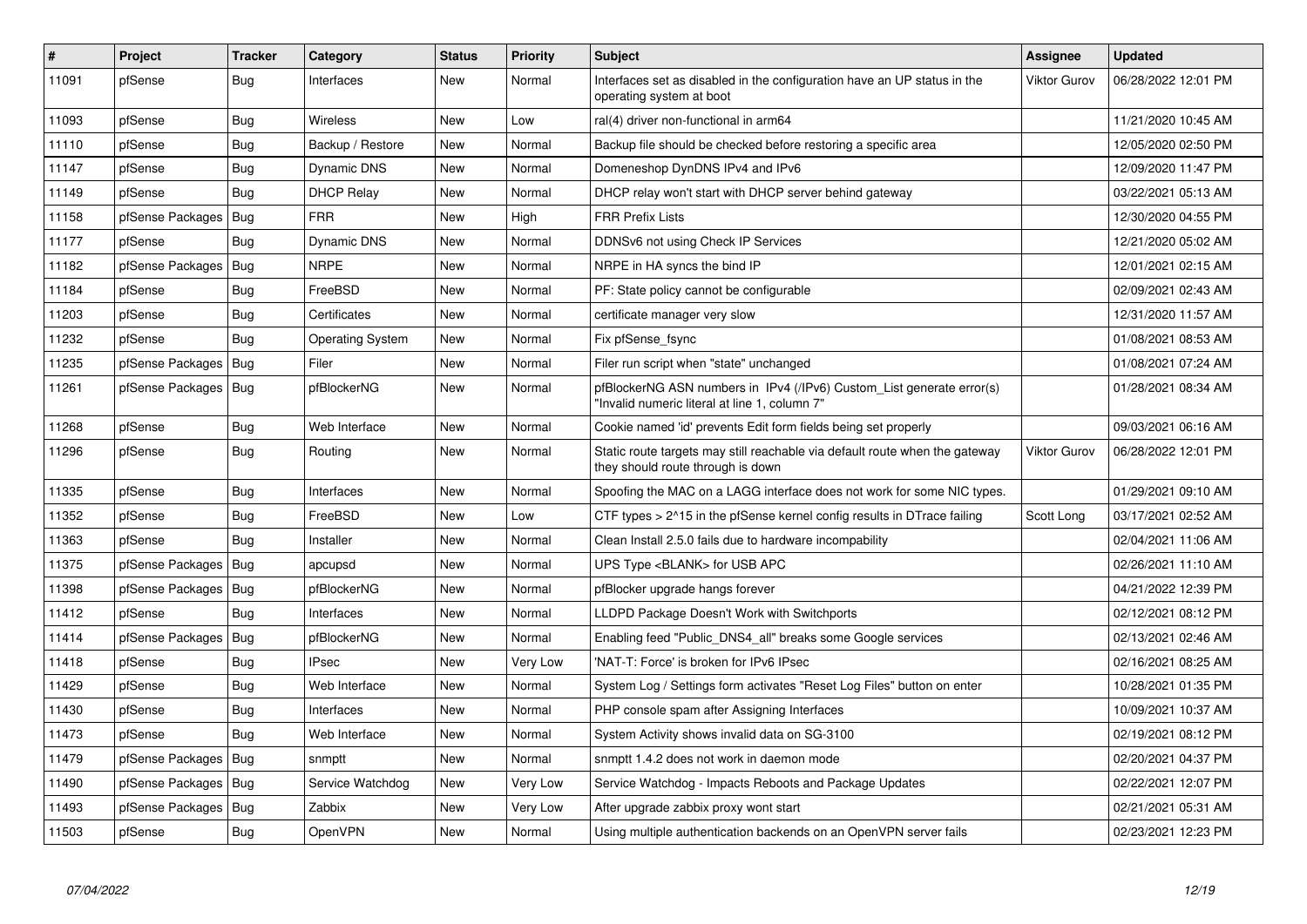| # | Project | Tracker | Category | Status | Priority | Subject | Assignee | Updated |
|---|---|---|---|---|---|---|---|---|
| 11091 | pfSense | Bug | Interfaces | New | Normal | Interfaces set as disabled in the configuration have an UP status in the operating system at boot | Viktor Gurov | 06/28/2022 12:01 PM |
| 11093 | pfSense | Bug | Wireless | New | Low | ral(4) driver non-functional in arm64 | | 11/21/2020 10:45 AM |
| 11110 | pfSense | Bug | Backup / Restore | New | Normal | Backup file should be checked before restoring a specific area | | 12/05/2020 02:50 PM |
| 11147 | pfSense | Bug | Dynamic DNS | New | Normal | Domeneshop DynDNS IPv4 and IPv6 | | 12/09/2020 11:47 PM |
| 11149 | pfSense | Bug | DHCP Relay | New | Normal | DHCP relay won't start with DHCP server behind gateway | | 03/22/2021 05:13 AM |
| 11158 | pfSense Packages | Bug | FRR | New | High | FRR Prefix Lists | | 12/30/2020 04:55 PM |
| 11177 | pfSense | Bug | Dynamic DNS | New | Normal | DDNSv6 not using Check IP Services | | 12/21/2020 05:02 AM |
| 11182 | pfSense Packages | Bug | NRPE | New | Normal | NRPE in HA syncs the bind IP | | 12/01/2021 02:15 AM |
| 11184 | pfSense | Bug | FreeBSD | New | Normal | PF: State policy cannot be configurable | | 02/09/2021 02:43 AM |
| 11203 | pfSense | Bug | Certificates | New | Normal | certificate manager very slow | | 12/31/2020 11:57 AM |
| 11232 | pfSense | Bug | Operating System | New | Normal | Fix pfSense_fsync | | 01/08/2021 08:53 AM |
| 11235 | pfSense Packages | Bug | Filer | New | Normal | Filer run script when "state" unchanged | | 01/08/2021 07:24 AM |
| 11261 | pfSense Packages | Bug | pfBlockerNG | New | Normal | pfBlockerNG ASN numbers in IPv4 (/IPv6) Custom_List generate error(s) "Invalid numeric literal at line 1, column 7" | | 01/28/2021 08:34 AM |
| 11268 | pfSense | Bug | Web Interface | New | Normal | Cookie named 'id' prevents Edit form fields being set properly | | 09/03/2021 06:16 AM |
| 11296 | pfSense | Bug | Routing | New | Normal | Static route targets may still reachable via default route when the gateway they should route through is down | Viktor Gurov | 06/28/2022 12:01 PM |
| 11335 | pfSense | Bug | Interfaces | New | Normal | Spoofing the MAC on a LAGG interface does not work for some NIC types. | | 01/29/2021 09:10 AM |
| 11352 | pfSense | Bug | FreeBSD | New | Low | CTF types > 2^15 in the pfSense kernel config results in DTrace failing | Scott Long | 03/17/2021 02:52 AM |
| 11363 | pfSense | Bug | Installer | New | Normal | Clean Install 2.5.0 fails due to hardware incompability | | 02/04/2021 11:06 AM |
| 11375 | pfSense Packages | Bug | apcupsd | New | Normal | UPS Type <BLANK> for USB APC | | 02/26/2021 11:10 AM |
| 11398 | pfSense Packages | Bug | pfBlockerNG | New | Normal | pfBlocker upgrade hangs forever | | 04/21/2022 12:39 PM |
| 11412 | pfSense | Bug | Interfaces | New | Normal | LLDPD Package Doesn't Work with Switchports | | 02/12/2021 08:12 PM |
| 11414 | pfSense Packages | Bug | pfBlockerNG | New | Normal | Enabling feed "Public_DNS4_all" breaks some Google services | | 02/13/2021 02:46 AM |
| 11418 | pfSense | Bug | IPsec | New | Very Low | 'NAT-T: Force' is broken for IPv6 IPsec | | 02/16/2021 08:25 AM |
| 11429 | pfSense | Bug | Web Interface | New | Normal | System Log / Settings form activates "Reset Log Files" button on enter | | 10/28/2021 01:35 PM |
| 11430 | pfSense | Bug | Interfaces | New | Normal | PHP console spam after Assigning Interfaces | | 10/09/2021 10:37 AM |
| 11473 | pfSense | Bug | Web Interface | New | Normal | System Activity shows invalid data on SG-3100 | | 02/19/2021 08:12 PM |
| 11479 | pfSense Packages | Bug | snmptt | New | Normal | snmptt 1.4.2 does not work in daemon mode | | 02/20/2021 04:37 PM |
| 11490 | pfSense Packages | Bug | Service Watchdog | New | Very Low | Service Watchdog - Impacts Reboots and Package Updates | | 02/22/2021 12:07 PM |
| 11493 | pfSense Packages | Bug | Zabbix | New | Very Low | After upgrade zabbix proxy wont start | | 02/21/2021 05:31 AM |
| 11503 | pfSense | Bug | OpenVPN | New | Normal | Using multiple authentication backends on an OpenVPN server fails | | 02/23/2021 12:23 PM |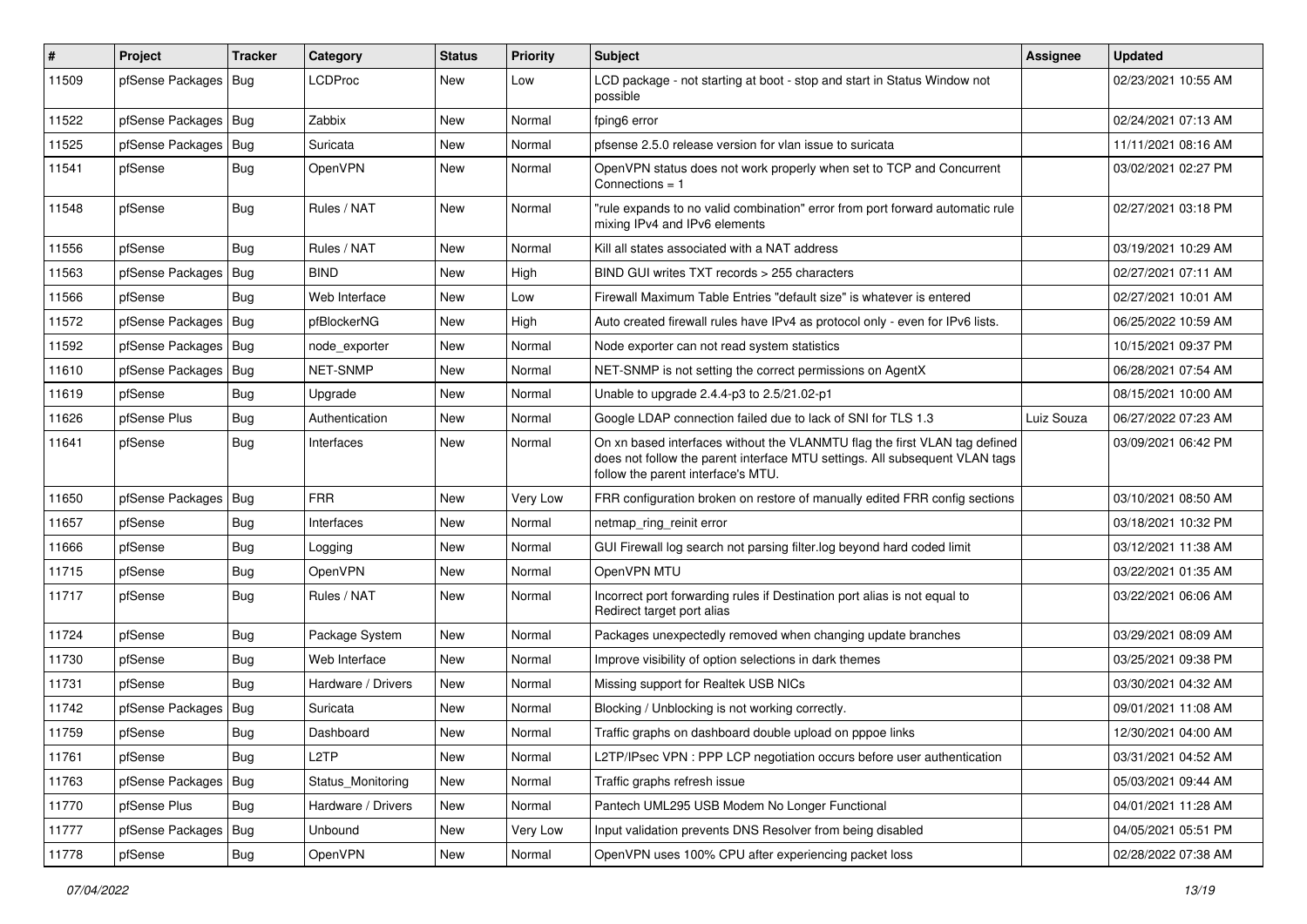| # | Project | Tracker | Category | Status | Priority | Subject | Assignee | Updated |
|---|---|---|---|---|---|---|---|---|
| 11509 | pfSense Packages | Bug | LCDProc | New | Low | LCD package - not starting at boot - stop and start in Status Window not possible | | 02/23/2021 10:55 AM |
| 11522 | pfSense Packages | Bug | Zabbix | New | Normal | fping6 error | | 02/24/2021 07:13 AM |
| 11525 | pfSense Packages | Bug | Suricata | New | Normal | pfsense 2.5.0 release version for vlan issue to suricata | | 11/11/2021 08:16 AM |
| 11541 | pfSense | Bug | OpenVPN | New | Normal | OpenVPN status does not work properly when set to TCP and Concurrent Connections = 1 | | 03/02/2021 02:27 PM |
| 11548 | pfSense | Bug | Rules / NAT | New | Normal | "rule expands to no valid combination" error from port forward automatic rule mixing IPv4 and IPv6 elements | | 02/27/2021 03:18 PM |
| 11556 | pfSense | Bug | Rules / NAT | New | Normal | Kill all states associated with a NAT address | | 03/19/2021 10:29 AM |
| 11563 | pfSense Packages | Bug | BIND | New | High | BIND GUI writes TXT records > 255 characters | | 02/27/2021 07:11 AM |
| 11566 | pfSense | Bug | Web Interface | New | Low | Firewall Maximum Table Entries "default size" is whatever is entered | | 02/27/2021 10:01 AM |
| 11572 | pfSense Packages | Bug | pfBlockerNG | New | High | Auto created firewall rules have IPv4 as protocol only - even for IPv6 lists. | | 06/25/2022 10:59 AM |
| 11592 | pfSense Packages | Bug | node_exporter | New | Normal | Node exporter can not read system statistics | | 10/15/2021 09:37 PM |
| 11610 | pfSense Packages | Bug | NET-SNMP | New | Normal | NET-SNMP is not setting the correct permissions on AgentX | | 06/28/2021 07:54 AM |
| 11619 | pfSense | Bug | Upgrade | New | Normal | Unable to upgrade 2.4.4-p3 to 2.5/21.02-p1 | | 08/15/2021 10:00 AM |
| 11626 | pfSense Plus | Bug | Authentication | New | Normal | Google LDAP connection failed due to lack of SNI for TLS 1.3 | Luiz Souza | 06/27/2022 07:23 AM |
| 11641 | pfSense | Bug | Interfaces | New | Normal | On xn based interfaces without the VLANMTU flag the first VLAN tag defined does not follow the parent interface MTU settings. All subsequent VLAN tags follow the parent interface's MTU. | | 03/09/2021 06:42 PM |
| 11650 | pfSense Packages | Bug | FRR | New | Very Low | FRR configuration broken on restore of manually edited FRR config sections | | 03/10/2021 08:50 AM |
| 11657 | pfSense | Bug | Interfaces | New | Normal | netmap_ring_reinit error | | 03/18/2021 10:32 PM |
| 11666 | pfSense | Bug | Logging | New | Normal | GUI Firewall log search not parsing filter.log beyond hard coded limit | | 03/12/2021 11:38 AM |
| 11715 | pfSense | Bug | OpenVPN | New | Normal | OpenVPN MTU | | 03/22/2021 01:35 AM |
| 11717 | pfSense | Bug | Rules / NAT | New | Normal | Incorrect port forwarding rules if Destination port alias is not equal to Redirect target port alias | | 03/22/2021 06:06 AM |
| 11724 | pfSense | Bug | Package System | New | Normal | Packages unexpectedly removed when changing update branches | | 03/29/2021 08:09 AM |
| 11730 | pfSense | Bug | Web Interface | New | Normal | Improve visibility of option selections in dark themes | | 03/25/2021 09:38 PM |
| 11731 | pfSense | Bug | Hardware / Drivers | New | Normal | Missing support for Realtek USB NICs | | 03/30/2021 04:32 AM |
| 11742 | pfSense Packages | Bug | Suricata | New | Normal | Blocking / Unblocking is not working correctly. | | 09/01/2021 11:08 AM |
| 11759 | pfSense | Bug | Dashboard | New | Normal | Traffic graphs on dashboard double upload on pppoe links | | 12/30/2021 04:00 AM |
| 11761 | pfSense | Bug | L2TP | New | Normal | L2TP/IPsec VPN : PPP LCP negotiation occurs before user authentication | | 03/31/2021 04:52 AM |
| 11763 | pfSense Packages | Bug | Status_Monitoring | New | Normal | Traffic graphs refresh issue | | 05/03/2021 09:44 AM |
| 11770 | pfSense Plus | Bug | Hardware / Drivers | New | Normal | Pantech UML295 USB Modem No Longer Functional | | 04/01/2021 11:28 AM |
| 11777 | pfSense Packages | Bug | Unbound | New | Very Low | Input validation prevents DNS Resolver from being disabled | | 04/05/2021 05:51 PM |
| 11778 | pfSense | Bug | OpenVPN | New | Normal | OpenVPN uses 100% CPU after experiencing packet loss | | 02/28/2022 07:38 AM |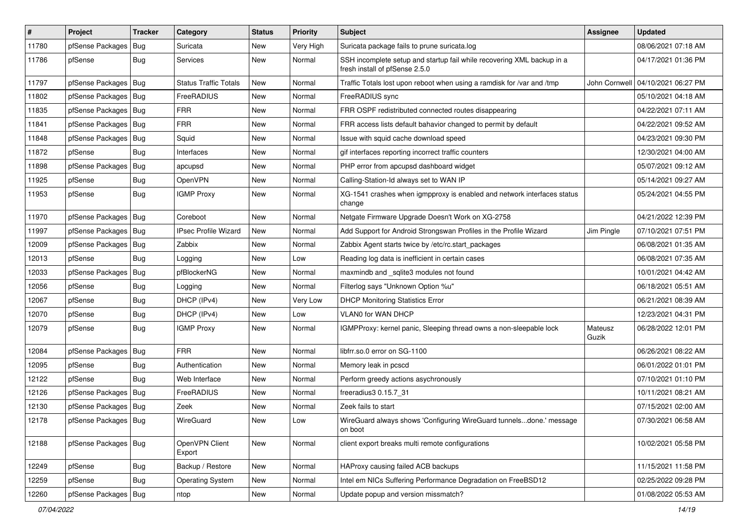| # | Project | Tracker | Category | Status | Priority | Subject | Assignee | Updated |
|---|---|---|---|---|---|---|---|---|
| 11780 | pfSense Packages | Bug | Suricata | New | Very High | Suricata package fails to prune suricata.log | | 08/06/2021 07:18 AM |
| 11786 | pfSense | Bug | Services | New | Normal | SSH incomplete setup and startup fail while recovering XML backup in a fresh install of pfSense 2.5.0 | | 04/17/2021 01:36 PM |
| 11797 | pfSense Packages | Bug | Status Traffic Totals | New | Normal | Traffic Totals lost upon reboot when using a ramdisk for /var and /tmp | John Cornwell | 04/10/2021 06:27 PM |
| 11802 | pfSense Packages | Bug | FreeRADIUS | New | Normal | FreeRADIUS sync | | 05/10/2021 04:18 AM |
| 11835 | pfSense Packages | Bug | FRR | New | Normal | FRR OSPF redistributed connected routes disappearing | | 04/22/2021 07:11 AM |
| 11841 | pfSense Packages | Bug | FRR | New | Normal | FRR access lists default bahavior changed to permit by default | | 04/22/2021 09:52 AM |
| 11848 | pfSense Packages | Bug | Squid | New | Normal | Issue with squid cache download speed | | 04/23/2021 09:30 PM |
| 11872 | pfSense | Bug | Interfaces | New | Normal | gif interfaces reporting incorrect traffic counters | | 12/30/2021 04:00 AM |
| 11898 | pfSense Packages | Bug | apcupsd | New | Normal | PHP error from apcupsd dashboard widget | | 05/07/2021 09:12 AM |
| 11925 | pfSense | Bug | OpenVPN | New | Normal | Calling-Station-Id always set to WAN IP | | 05/14/2021 09:27 AM |
| 11953 | pfSense | Bug | IGMP Proxy | New | Normal | XG-1541 crashes when igmpproxy is enabled and network interfaces status change | | 05/24/2021 04:55 PM |
| 11970 | pfSense Packages | Bug | Coreboot | New | Normal | Netgate Firmware Upgrade Doesn't Work on XG-2758 | | 04/21/2022 12:39 PM |
| 11997 | pfSense Packages | Bug | IPsec Profile Wizard | New | Normal | Add Support for Android Strongswan Profiles in the Profile Wizard | Jim Pingle | 07/10/2021 07:51 PM |
| 12009 | pfSense Packages | Bug | Zabbix | New | Normal | Zabbix Agent starts twice by /etc/rc.start_packages | | 06/08/2021 01:35 AM |
| 12013 | pfSense | Bug | Logging | New | Low | Reading log data is inefficient in certain cases | | 06/08/2021 07:35 AM |
| 12033 | pfSense Packages | Bug | pfBlockerNG | New | Normal | maxmindb and _sqlite3 modules not found | | 10/01/2021 04:42 AM |
| 12056 | pfSense | Bug | Logging | New | Normal | Filterlog says "Unknown Option %u" | | 06/18/2021 05:51 AM |
| 12067 | pfSense | Bug | DHCP (IPv4) | New | Very Low | DHCP Monitoring Statistics Error | | 06/21/2021 08:39 AM |
| 12070 | pfSense | Bug | DHCP (IPv4) | New | Low | VLAN0 for WAN DHCP | | 12/23/2021 04:31 PM |
| 12079 | pfSense | Bug | IGMP Proxy | New | Normal | IGMPProxy: kernel panic, Sleeping thread owns a non-sleepable lock | Mateusz Guzik | 06/28/2022 12:01 PM |
| 12084 | pfSense Packages | Bug | FRR | New | Normal | libfrr.so.0 error on SG-1100 | | 06/26/2021 08:22 AM |
| 12095 | pfSense | Bug | Authentication | New | Normal | Memory leak in pcscd | | 06/01/2022 01:01 PM |
| 12122 | pfSense | Bug | Web Interface | New | Normal | Perform greedy actions asychronously | | 07/10/2021 01:10 PM |
| 12126 | pfSense Packages | Bug | FreeRADIUS | New | Normal | freeradius3 0.15.7_31 | | 10/11/2021 08:21 AM |
| 12130 | pfSense Packages | Bug | Zeek | New | Normal | Zeek fails to start | | 07/15/2021 02:00 AM |
| 12178 | pfSense Packages | Bug | WireGuard | New | Low | WireGuard always shows 'Configuring WireGuard tunnels...done.' message on boot | | 07/30/2021 06:58 AM |
| 12188 | pfSense Packages | Bug | OpenVPN Client Export | New | Normal | client export breaks multi remote configurations | | 10/02/2021 05:58 PM |
| 12249 | pfSense | Bug | Backup / Restore | New | Normal | HAProxy causing failed ACB backups | | 11/15/2021 11:58 PM |
| 12259 | pfSense | Bug | Operating System | New | Normal | Intel em NICs Suffering Performance Degradation on FreeBSD12 | | 02/25/2022 09:28 PM |
| 12260 | pfSense Packages | Bug | ntop | New | Normal | Update popup and version missmatch? | | 01/08/2022 05:53 AM |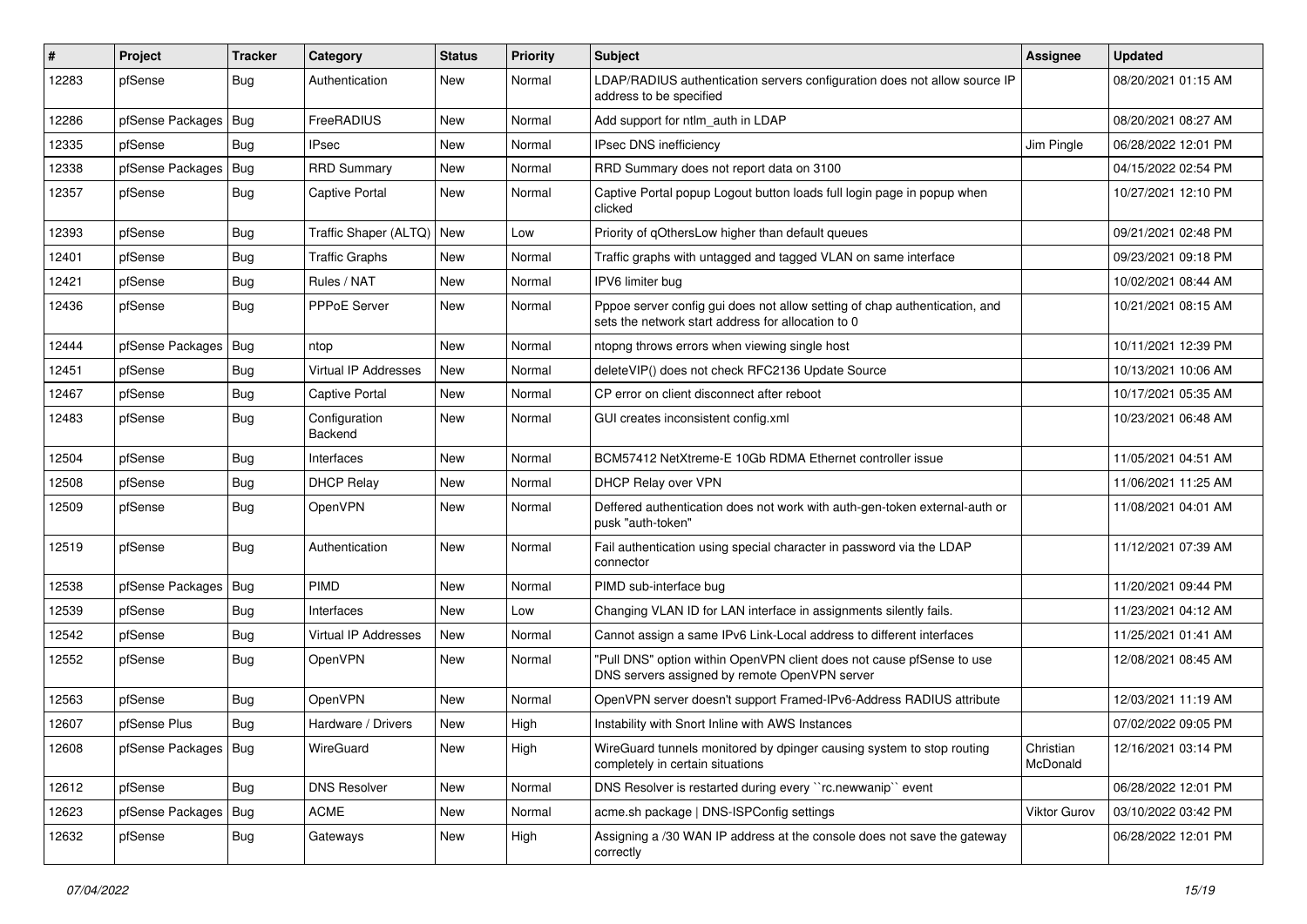| # | Project | Tracker | Category | Status | Priority | Subject | Assignee | Updated |
|---|---|---|---|---|---|---|---|---|
| 12283 | pfSense | Bug | Authentication | New | Normal | LDAP/RADIUS authentication servers configuration does not allow source IP address to be specified | | 08/20/2021 01:15 AM |
| 12286 | pfSense Packages | Bug | FreeRADIUS | New | Normal | Add support for ntlm_auth in LDAP | | 08/20/2021 08:27 AM |
| 12335 | pfSense | Bug | IPsec | New | Normal | IPsec DNS inefficiency | Jim Pingle | 06/28/2022 12:01 PM |
| 12338 | pfSense Packages | Bug | RRD Summary | New | Normal | RRD Summary does not report data on 3100 | | 04/15/2022 02:54 PM |
| 12357 | pfSense | Bug | Captive Portal | New | Normal | Captive Portal popup Logout button loads full login page in popup when clicked | | 10/27/2021 12:10 PM |
| 12393 | pfSense | Bug | Traffic Shaper (ALTQ) | New | Low | Priority of qOthersLow higher than default queues | | 09/21/2021 02:48 PM |
| 12401 | pfSense | Bug | Traffic Graphs | New | Normal | Traffic graphs with untagged and tagged VLAN on same interface | | 09/23/2021 09:18 PM |
| 12421 | pfSense | Bug | Rules / NAT | New | Normal | IPV6 limiter bug | | 10/02/2021 08:44 AM |
| 12436 | pfSense | Bug | PPPoE Server | New | Normal | Pppoe server config gui does not allow setting of chap authentication, and sets the network start address for allocation to 0 | | 10/21/2021 08:15 AM |
| 12444 | pfSense Packages | Bug | ntop | New | Normal | ntopng throws errors when viewing single host | | 10/11/2021 12:39 PM |
| 12451 | pfSense | Bug | Virtual IP Addresses | New | Normal | deleteVIP() does not check RFC2136 Update Source | | 10/13/2021 10:06 AM |
| 12467 | pfSense | Bug | Captive Portal | New | Normal | CP error on client disconnect after reboot | | 10/17/2021 05:35 AM |
| 12483 | pfSense | Bug | Configuration Backend | New | Normal | GUI creates inconsistent config.xml | | 10/23/2021 06:48 AM |
| 12504 | pfSense | Bug | Interfaces | New | Normal | BCM57412 NetXtreme-E 10Gb RDMA Ethernet controller issue | | 11/05/2021 04:51 AM |
| 12508 | pfSense | Bug | DHCP Relay | New | Normal | DHCP Relay over VPN | | 11/06/2021 11:25 AM |
| 12509 | pfSense | Bug | OpenVPN | New | Normal | Deffered authentication does not work with auth-gen-token external-auth or pusk "auth-token" | | 11/08/2021 04:01 AM |
| 12519 | pfSense | Bug | Authentication | New | Normal | Fail authentication using special character in password via the LDAP connector | | 11/12/2021 07:39 AM |
| 12538 | pfSense Packages | Bug | PIMD | New | Normal | PIMD sub-interface bug | | 11/20/2021 09:44 PM |
| 12539 | pfSense | Bug | Interfaces | New | Low | Changing VLAN ID for LAN interface in assignments silently fails. | | 11/23/2021 04:12 AM |
| 12542 | pfSense | Bug | Virtual IP Addresses | New | Normal | Cannot assign a same IPv6 Link-Local address to different interfaces | | 11/25/2021 01:41 AM |
| 12552 | pfSense | Bug | OpenVPN | New | Normal | "Pull DNS" option within OpenVPN client does not cause pfSense to use DNS servers assigned by remote OpenVPN server | | 12/08/2021 08:45 AM |
| 12563 | pfSense | Bug | OpenVPN | New | Normal | OpenVPN server doesn't support Framed-IPv6-Address RADIUS attribute | | 12/03/2021 11:19 AM |
| 12607 | pfSense Plus | Bug | Hardware / Drivers | New | High | Instability with Snort Inline with AWS Instances | | 07/02/2022 09:05 PM |
| 12608 | pfSense Packages | Bug | WireGuard | New | High | WireGuard tunnels monitored by dpinger causing system to stop routing completely in certain situations | Christian McDonald | 12/16/2021 03:14 PM |
| 12612 | pfSense | Bug | DNS Resolver | New | Normal | DNS Resolver is restarted during every ``rc.newwanip`` event | | 06/28/2022 12:01 PM |
| 12623 | pfSense Packages | Bug | ACME | New | Normal | acme.sh package \| DNS-ISPConfig settings | Viktor Gurov | 03/10/2022 03:42 PM |
| 12632 | pfSense | Bug | Gateways | New | High | Assigning a /30 WAN IP address at the console does not save the gateway correctly | | 06/28/2022 12:01 PM |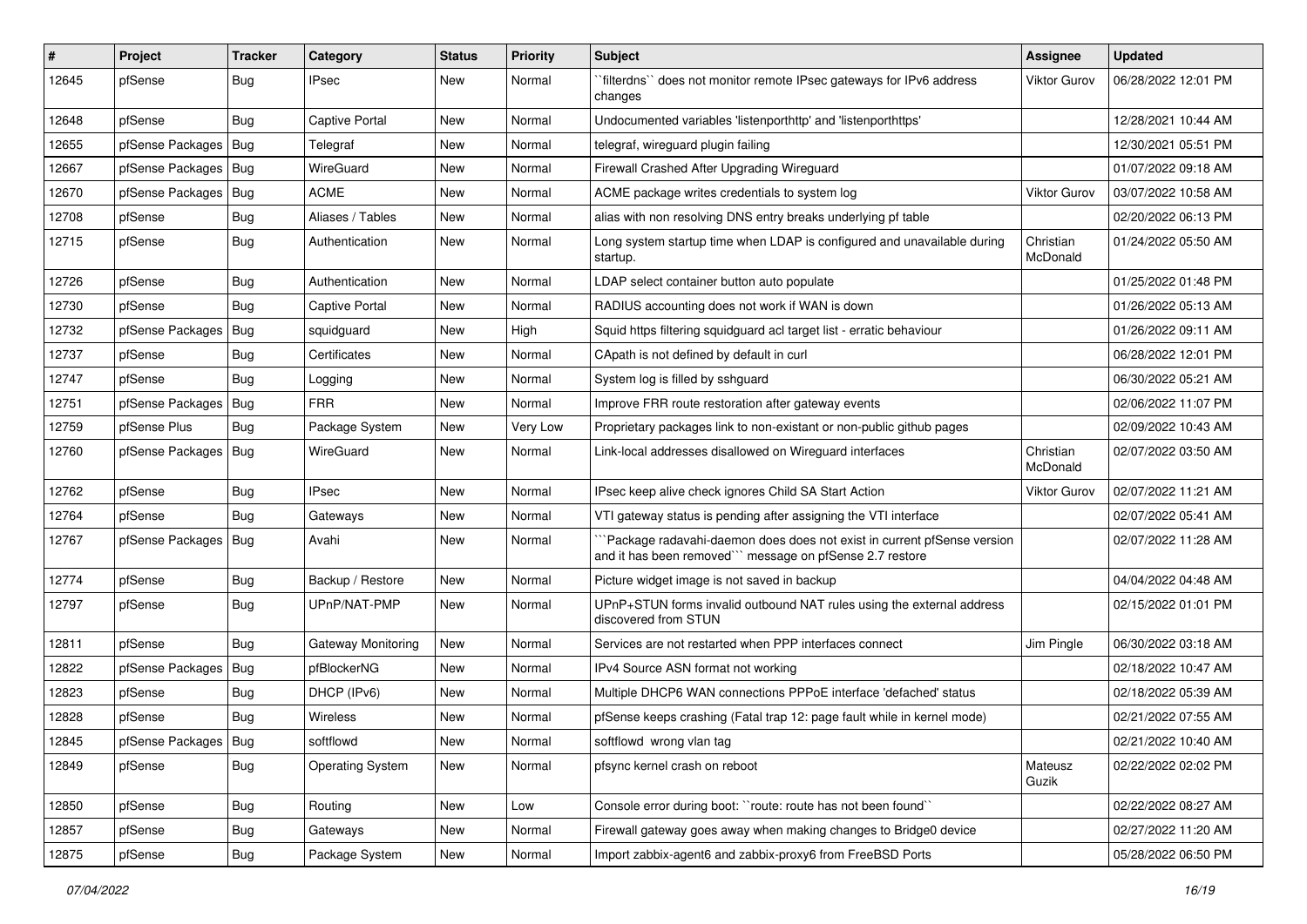| # | Project | Tracker | Category | Status | Priority | Subject | Assignee | Updated |
|---|---|---|---|---|---|---|---|---|
| 12645 | pfSense | Bug | IPsec | New | Normal | ``filterdns`` does not monitor remote IPsec gateways for IPv6 address changes | Viktor Gurov | 06/28/2022 12:01 PM |
| 12648 | pfSense | Bug | Captive Portal | New | Normal | Undocumented variables 'listenporthttp' and 'listenporthttps' | | 12/28/2021 10:44 AM |
| 12655 | pfSense Packages | Bug | Telegraf | New | Normal | telegraf, wireguard plugin failing | | 12/30/2021 05:51 PM |
| 12667 | pfSense Packages | Bug | WireGuard | New | Normal | Firewall Crashed After Upgrading Wireguard | | 01/07/2022 09:18 AM |
| 12670 | pfSense Packages | Bug | ACME | New | Normal | ACME package writes credentials to system log | Viktor Gurov | 03/07/2022 10:58 AM |
| 12708 | pfSense | Bug | Aliases / Tables | New | Normal | alias with non resolving DNS entry breaks underlying pf table | | 02/20/2022 06:13 PM |
| 12715 | pfSense | Bug | Authentication | New | Normal | Long system startup time when LDAP is configured and unavailable during startup. | Christian McDonald | 01/24/2022 05:50 AM |
| 12726 | pfSense | Bug | Authentication | New | Normal | LDAP select container button auto populate | | 01/25/2022 01:48 PM |
| 12730 | pfSense | Bug | Captive Portal | New | Normal | RADIUS accounting does not work if WAN is down | | 01/26/2022 05:13 AM |
| 12732 | pfSense Packages | Bug | squidguard | New | High | Squid https filtering squidguard acl target list - erratic behaviour | | 01/26/2022 09:11 AM |
| 12737 | pfSense | Bug | Certificates | New | Normal | CApath is not defined by default in curl | | 06/28/2022 12:01 PM |
| 12747 | pfSense | Bug | Logging | New | Normal | System log is filled by sshguard | | 06/30/2022 05:21 AM |
| 12751 | pfSense Packages | Bug | FRR | New | Normal | Improve FRR route restoration after gateway events | | 02/06/2022 11:07 PM |
| 12759 | pfSense Plus | Bug | Package System | New | Very Low | Proprietary packages link to non-existant or non-public github pages | | 02/09/2022 10:43 AM |
| 12760 | pfSense Packages | Bug | WireGuard | New | Normal | Link-local addresses disallowed on Wireguard interfaces | Christian McDonald | 02/07/2022 03:50 AM |
| 12762 | pfSense | Bug | IPsec | New | Normal | IPsec keep alive check ignores Child SA Start Action | Viktor Gurov | 02/07/2022 11:21 AM |
| 12764 | pfSense | Bug | Gateways | New | Normal | VTI gateway status is pending after assigning the VTI interface | | 02/07/2022 05:41 AM |
| 12767 | pfSense Packages | Bug | Avahi | New | Normal | ```Package radavahi-daemon does does not exist in current pfSense version and it has been removed``` message on pfSense 2.7 restore | | 02/07/2022 11:28 AM |
| 12774 | pfSense | Bug | Backup / Restore | New | Normal | Picture widget image is not saved in backup | | 04/04/2022 04:48 AM |
| 12797 | pfSense | Bug | UPnP/NAT-PMP | New | Normal | UPnP+STUN forms invalid outbound NAT rules using the external address discovered from STUN | | 02/15/2022 01:01 PM |
| 12811 | pfSense | Bug | Gateway Monitoring | New | Normal | Services are not restarted when PPP interfaces connect | Jim Pingle | 06/30/2022 03:18 AM |
| 12822 | pfSense Packages | Bug | pfBlockerNG | New | Normal | IPv4 Source ASN format not working | | 02/18/2022 10:47 AM |
| 12823 | pfSense | Bug | DHCP (IPv6) | New | Normal | Multiple DHCP6 WAN connections PPPoE interface 'defached' status | | 02/18/2022 05:39 AM |
| 12828 | pfSense | Bug | Wireless | New | Normal | pfSense keeps crashing (Fatal trap 12: page fault while in kernel mode) | | 02/21/2022 07:55 AM |
| 12845 | pfSense Packages | Bug | softflowd | New | Normal | softflowd wrong vlan tag | | 02/21/2022 10:40 AM |
| 12849 | pfSense | Bug | Operating System | New | Normal | pfsync kernel crash on reboot | Mateusz Guzik | 02/22/2022 02:02 PM |
| 12850 | pfSense | Bug | Routing | New | Low | Console error during boot: ``route: route has not been found`` | | 02/22/2022 08:27 AM |
| 12857 | pfSense | Bug | Gateways | New | Normal | Firewall gateway goes away when making changes to Bridge0 device | | 02/27/2022 11:20 AM |
| 12875 | pfSense | Bug | Package System | New | Normal | Import zabbix-agent6 and zabbix-proxy6 from FreeBSD Ports | | 05/28/2022 06:50 PM |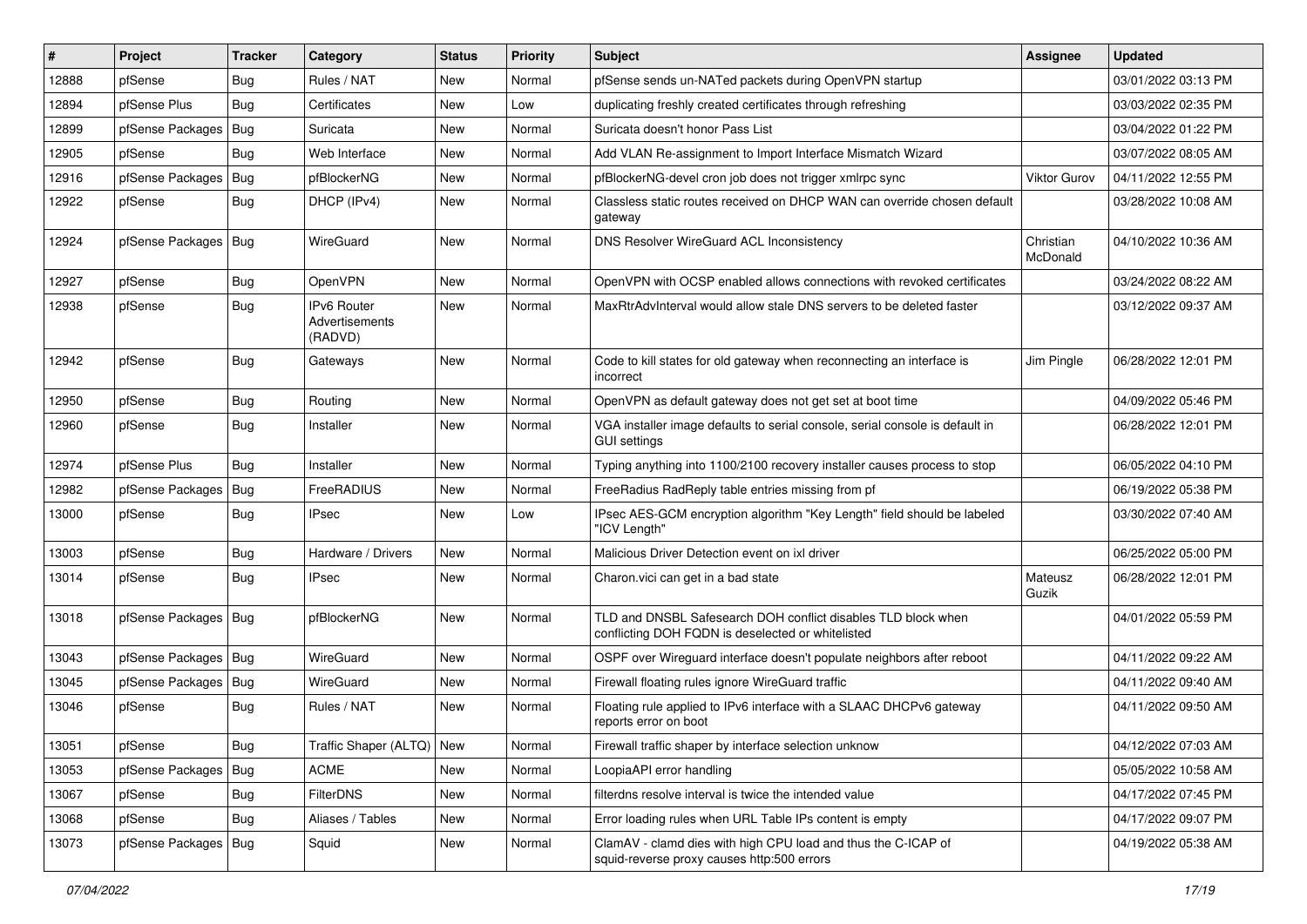| # | Project | Tracker | Category | Status | Priority | Subject | Assignee | Updated |
|---|---|---|---|---|---|---|---|---|
| 12888 | pfSense | Bug | Rules / NAT | New | Normal | pfSense sends un-NATed packets during OpenVPN startup | | 03/01/2022 03:13 PM |
| 12894 | pfSense Plus | Bug | Certificates | New | Low | duplicating freshly created certificates through refreshing | | 03/03/2022 02:35 PM |
| 12899 | pfSense Packages | Bug | Suricata | New | Normal | Suricata doesn't honor Pass List | | 03/04/2022 01:22 PM |
| 12905 | pfSense | Bug | Web Interface | New | Normal | Add VLAN Re-assignment to Import Interface Mismatch Wizard | | 03/07/2022 08:05 AM |
| 12916 | pfSense Packages | Bug | pfBlockerNG | New | Normal | pfBlockerNG-devel cron job does not trigger xmlrpc sync | Viktor Gurov | 04/11/2022 12:55 PM |
| 12922 | pfSense | Bug | DHCP (IPv4) | New | Normal | Classless static routes received on DHCP WAN can override chosen default gateway | | 03/28/2022 10:08 AM |
| 12924 | pfSense Packages | Bug | WireGuard | New | Normal | DNS Resolver WireGuard ACL Inconsistency | Christian McDonald | 04/10/2022 10:36 AM |
| 12927 | pfSense | Bug | OpenVPN | New | Normal | OpenVPN with OCSP enabled allows connections with revoked certificates | | 03/24/2022 08:22 AM |
| 12938 | pfSense | Bug | IPv6 Router Advertisements (RADVD) | New | Normal | MaxRtrAdvInterval would allow stale DNS servers to be deleted faster | | 03/12/2022 09:37 AM |
| 12942 | pfSense | Bug | Gateways | New | Normal | Code to kill states for old gateway when reconnecting an interface is incorrect | Jim Pingle | 06/28/2022 12:01 PM |
| 12950 | pfSense | Bug | Routing | New | Normal | OpenVPN as default gateway does not get set at boot time | | 04/09/2022 05:46 PM |
| 12960 | pfSense | Bug | Installer | New | Normal | VGA installer image defaults to serial console, serial console is default in GUI settings | | 06/28/2022 12:01 PM |
| 12974 | pfSense Plus | Bug | Installer | New | Normal | Typing anything into 1100/2100 recovery installer causes process to stop | | 06/05/2022 04:10 PM |
| 12982 | pfSense Packages | Bug | FreeRADIUS | New | Normal | FreeRadius RadReply table entries missing from pf | | 06/19/2022 05:38 PM |
| 13000 | pfSense | Bug | IPsec | New | Low | IPsec AES-GCM encryption algorithm "Key Length" field should be labeled "ICV Length" | | 03/30/2022 07:40 AM |
| 13003 | pfSense | Bug | Hardware / Drivers | New | Normal | Malicious Driver Detection event on ixl driver | | 06/25/2022 05:00 PM |
| 13014 | pfSense | Bug | IPsec | New | Normal | Charon.vici can get in a bad state | Mateusz Guzik | 06/28/2022 12:01 PM |
| 13018 | pfSense Packages | Bug | pfBlockerNG | New | Normal | TLD and DNSBL Safesearch DOH conflict disables TLD block when conflicting DOH FQDN is deselected or whitelisted | | 04/01/2022 05:59 PM |
| 13043 | pfSense Packages | Bug | WireGuard | New | Normal | OSPF over Wireguard interface doesn't populate neighbors after reboot | | 04/11/2022 09:22 AM |
| 13045 | pfSense Packages | Bug | WireGuard | New | Normal | Firewall floating rules ignore WireGuard traffic | | 04/11/2022 09:40 AM |
| 13046 | pfSense | Bug | Rules / NAT | New | Normal | Floating rule applied to IPv6 interface with a SLAAC DHCPv6 gateway reports error on boot | | 04/11/2022 09:50 AM |
| 13051 | pfSense | Bug | Traffic Shaper (ALTQ) | New | Normal | Firewall traffic shaper by interface selection unknow | | 04/12/2022 07:03 AM |
| 13053 | pfSense Packages | Bug | ACME | New | Normal | LoopiaAPI error handling | | 05/05/2022 10:58 AM |
| 13067 | pfSense | Bug | FilterDNS | New | Normal | filterdns resolve interval is twice the intended value | | 04/17/2022 07:45 PM |
| 13068 | pfSense | Bug | Aliases / Tables | New | Normal | Error loading rules when URL Table IPs content is empty | | 04/17/2022 09:07 PM |
| 13073 | pfSense Packages | Bug | Squid | New | Normal | ClamAV - clamd dies with high CPU load and thus the C-ICAP of squid-reverse proxy causes http:500 errors | | 04/19/2022 05:38 AM |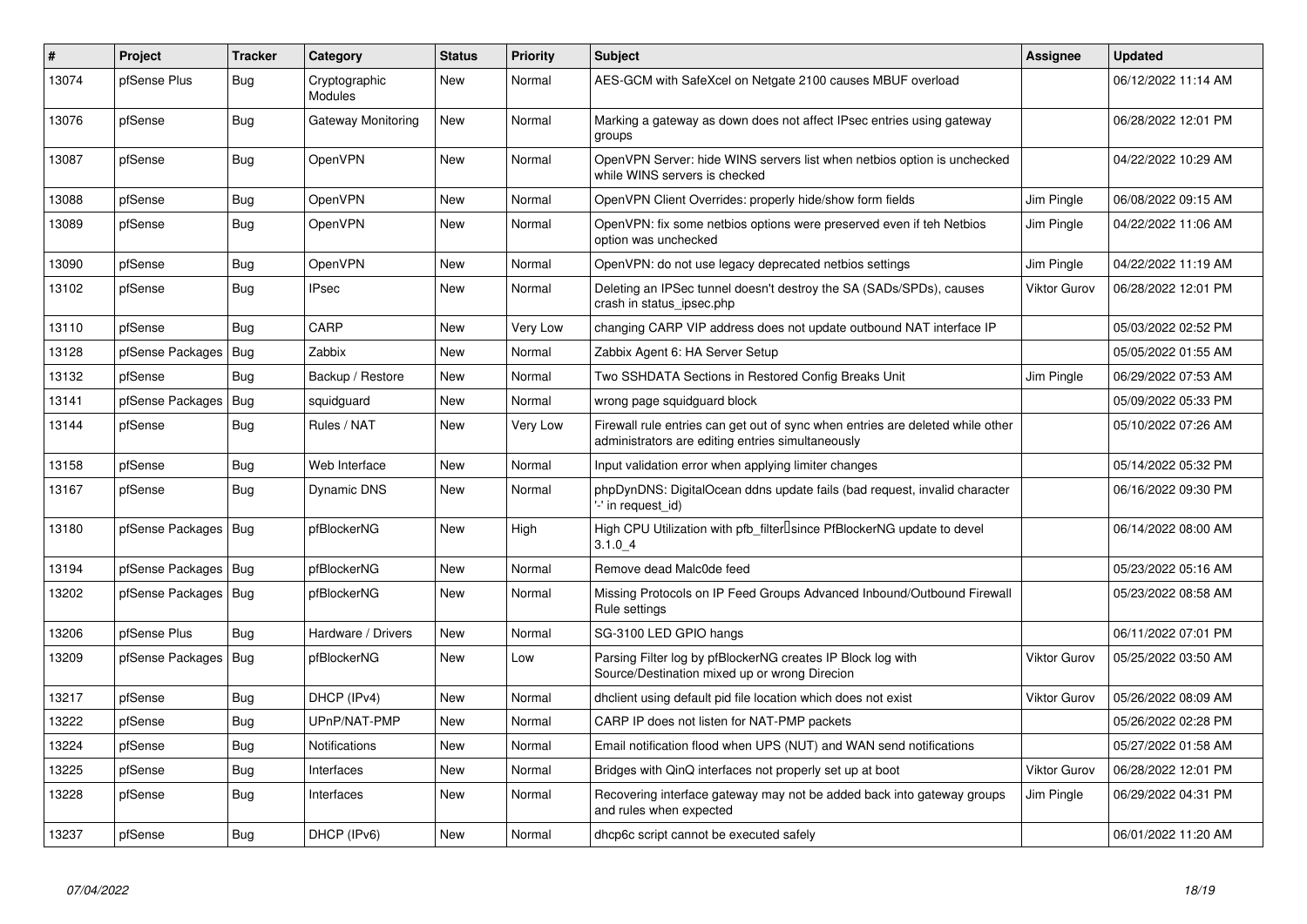| # | Project | Tracker | Category | Status | Priority | Subject | Assignee | Updated |
|---|---|---|---|---|---|---|---|---|
| 13074 | pfSense Plus | Bug | Cryptographic Modules | New | Normal | AES-GCM with SafeXcel on Netgate 2100 causes MBUF overload | | 06/12/2022 11:14 AM |
| 13076 | pfSense | Bug | Gateway Monitoring | New | Normal | Marking a gateway as down does not affect IPsec entries using gateway groups | | 06/28/2022 12:01 PM |
| 13087 | pfSense | Bug | OpenVPN | New | Normal | OpenVPN Server: hide WINS servers list when netbios option is unchecked while WINS servers is checked | | 04/22/2022 10:29 AM |
| 13088 | pfSense | Bug | OpenVPN | New | Normal | OpenVPN Client Overrides: properly hide/show form fields | Jim Pingle | 06/08/2022 09:15 AM |
| 13089 | pfSense | Bug | OpenVPN | New | Normal | OpenVPN: fix some netbios options were preserved even if teh Netbios option was unchecked | Jim Pingle | 04/22/2022 11:06 AM |
| 13090 | pfSense | Bug | OpenVPN | New | Normal | OpenVPN: do not use legacy deprecated netbios settings | Jim Pingle | 04/22/2022 11:19 AM |
| 13102 | pfSense | Bug | IPsec | New | Normal | Deleting an IPSec tunnel doesn't destroy the SA (SADs/SPDs), causes crash in status_ipsec.php | Viktor Gurov | 06/28/2022 12:01 PM |
| 13110 | pfSense | Bug | CARP | New | Very Low | changing CARP VIP address does not update outbound NAT interface IP | | 05/03/2022 02:52 PM |
| 13128 | pfSense Packages | Bug | Zabbix | New | Normal | Zabbix Agent 6: HA Server Setup | | 05/05/2022 01:55 AM |
| 13132 | pfSense | Bug | Backup / Restore | New | Normal | Two SSHDATA Sections in Restored Config Breaks Unit | Jim Pingle | 06/29/2022 07:53 AM |
| 13141 | pfSense Packages | Bug | squidguard | New | Normal | wrong page squidguard block | | 05/09/2022 05:33 PM |
| 13144 | pfSense | Bug | Rules / NAT | New | Very Low | Firewall rule entries can get out of sync when entries are deleted while other administrators are editing entries simultaneously | | 05/10/2022 07:26 AM |
| 13158 | pfSense | Bug | Web Interface | New | Normal | Input validation error when applying limiter changes | | 05/14/2022 05:32 PM |
| 13167 | pfSense | Bug | Dynamic DNS | New | Normal | phpDynDNS: DigitalOcean ddns update fails (bad request, invalid character '-' in request_id) | | 06/16/2022 09:30 PM |
| 13180 | pfSense Packages | Bug | pfBlockerNG | New | High | High CPU Utilization with pfb_filter since PfBlockerNG update to devel 3.1.0_4 | | 06/14/2022 08:00 AM |
| 13194 | pfSense Packages | Bug | pfBlockerNG | New | Normal | Remove dead Malc0de feed | | 05/23/2022 05:16 AM |
| 13202 | pfSense Packages | Bug | pfBlockerNG | New | Normal | Missing Protocols on IP Feed Groups Advanced Inbound/Outbound Firewall Rule settings | | 05/23/2022 08:58 AM |
| 13206 | pfSense Plus | Bug | Hardware / Drivers | New | Normal | SG-3100 LED GPIO hangs | | 06/11/2022 07:01 PM |
| 13209 | pfSense Packages | Bug | pfBlockerNG | New | Low | Parsing Filter log by pfBlockerNG creates IP Block log with Source/Destination mixed up or wrong Direcion | Viktor Gurov | 05/25/2022 03:50 AM |
| 13217 | pfSense | Bug | DHCP (IPv4) | New | Normal | dhclient using default pid file location which does not exist | Viktor Gurov | 05/26/2022 08:09 AM |
| 13222 | pfSense | Bug | UPnP/NAT-PMP | New | Normal | CARP IP does not listen for NAT-PMP packets | | 05/26/2022 02:28 PM |
| 13224 | pfSense | Bug | Notifications | New | Normal | Email notification flood when UPS (NUT) and WAN send notifications | | 05/27/2022 01:58 AM |
| 13225 | pfSense | Bug | Interfaces | New | Normal | Bridges with QinQ interfaces not properly set up at boot | Viktor Gurov | 06/28/2022 12:01 PM |
| 13228 | pfSense | Bug | Interfaces | New | Normal | Recovering interface gateway may not be added back into gateway groups and rules when expected | Jim Pingle | 06/29/2022 04:31 PM |
| 13237 | pfSense | Bug | DHCP (IPv6) | New | Normal | dhcp6c script cannot be executed safely | | 06/01/2022 11:20 AM |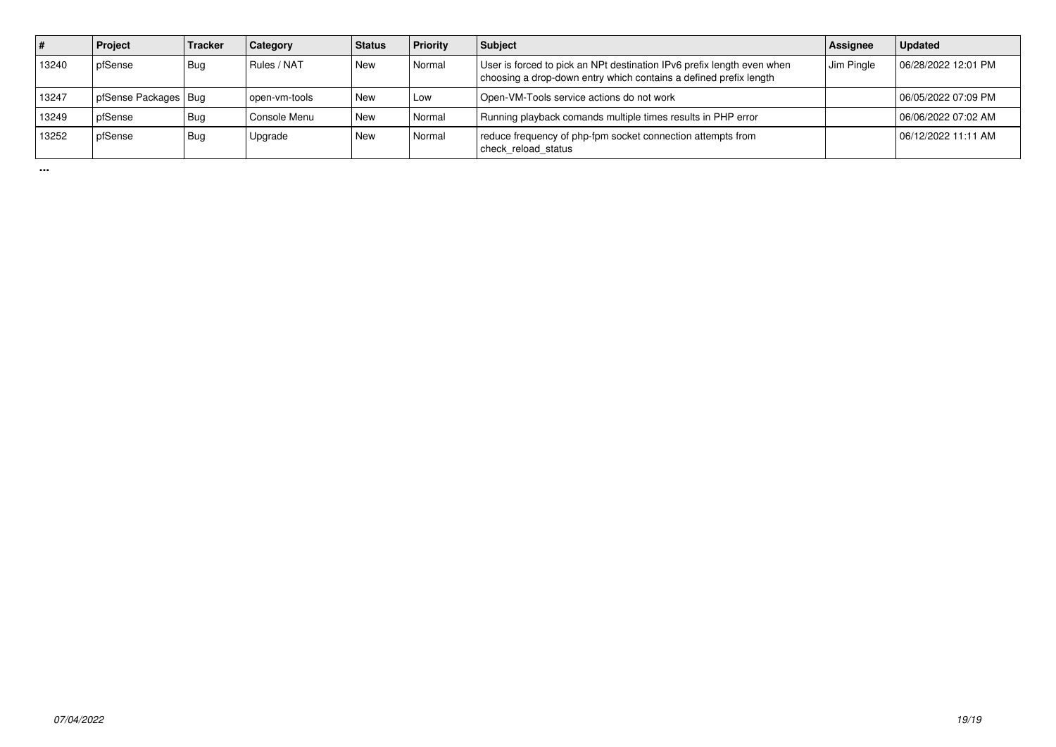| # | Project | Tracker | Category | Status | Priority | Subject | Assignee | Updated |
|---|---|---|---|---|---|---|---|---|
| 13240 | pfSense | Bug | Rules / NAT | New | Normal | User is forced to pick an NPt destination IPv6 prefix length even when choosing a drop-down entry which contains a defined prefix length | Jim Pingle | 06/28/2022 12:01 PM |
| 13247 | pfSense Packages | Bug | open-vm-tools | New | Low | Open-VM-Tools service actions do not work | | 06/05/2022 07:09 PM |
| 13249 | pfSense | Bug | Console Menu | New | Normal | Running playback comands multiple times results in PHP error | | 06/06/2022 07:02 AM |
| 13252 | pfSense | Bug | Upgrade | New | Normal | reduce frequency of php-fpm socket connection attempts from check_reload_status | | 06/12/2022 11:11 AM |

...